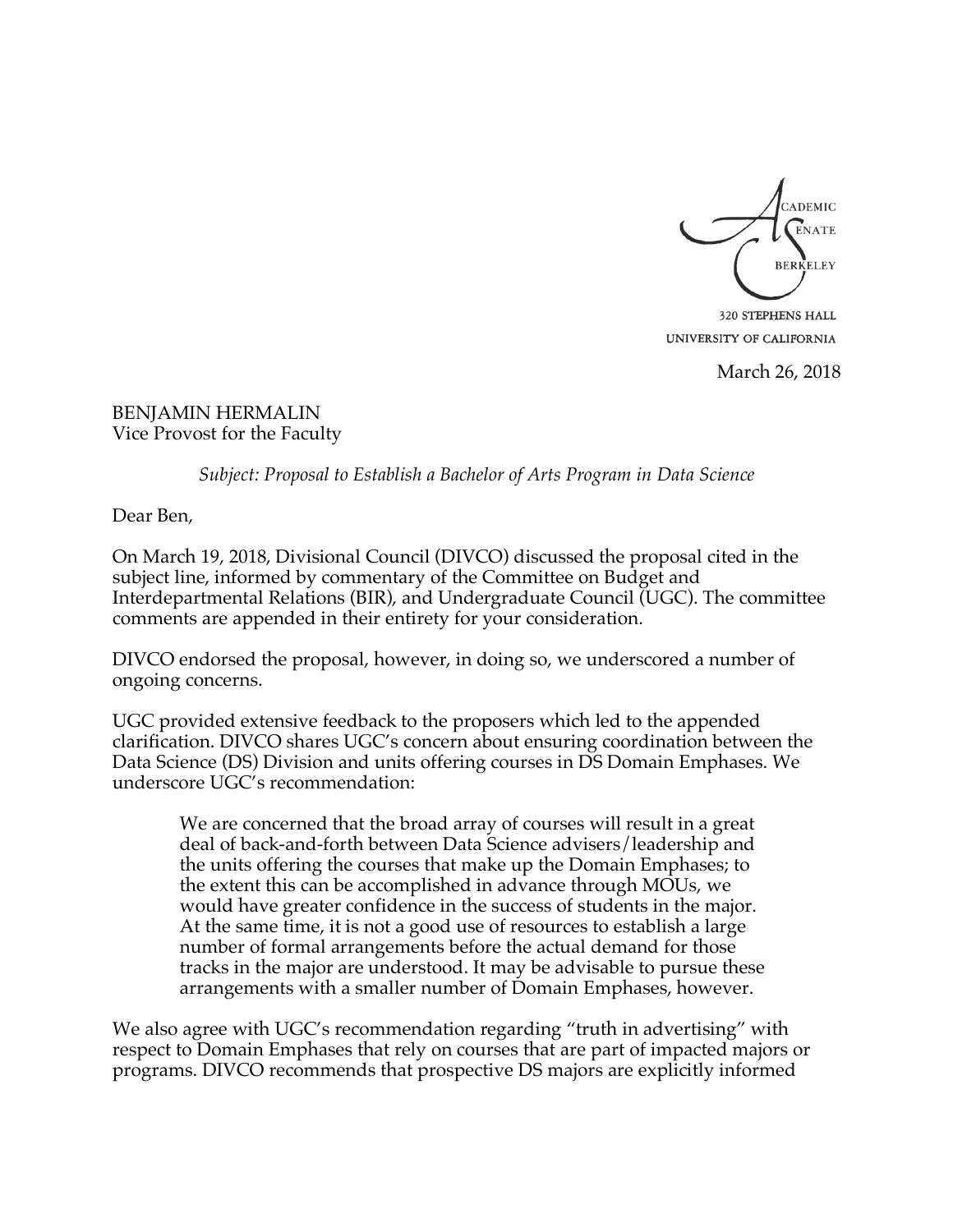ACADEMIC SENATE
BERKELEY
320 STEPHENS HALL
UNIVERSITY OF CALIFORNIA

March 26, 2018

BENJAMIN HERMALIN
Vice Provost for the Faculty

*Subject: Proposal to Establish a Bachelor of Arts Program in Data Science*

Dear Ben,

On March 19, 2018, Divisional Council (DIVCO) discussed the proposal cited in the subject line, informed by commentary of the Committee on Budget and Interdepartmental Relations (BIR), and Undergraduate Council (UGC). The committee comments are appended in their entirety for your consideration.

DIVCO endorsed the proposal, however, in doing so, we underscored a number of ongoing concerns.

UGC provided extensive feedback to the proposers which led to the appended clarification. DIVCO shares UGC's concern about ensuring coordination between the Data Science (DS) Division and units offering courses in DS Domain Emphases. We underscore UGC's recommendation:

> We are concerned that the broad array of courses will result in a great deal of back-and-forth between Data Science advisers/leadership and the units offering the courses that make up the Domain Emphases; to the extent this can be accomplished in advance through MOUs, we would have greater confidence in the success of students in the major. At the same time, it is not a good use of resources to establish a large number of formal arrangements before the actual demand for those tracks in the major are understood. It may be advisable to pursue these arrangements with a smaller number of Domain Emphases, however.

We also agree with UGC's recommendation regarding "truth in advertising" with respect to Domain Emphases that rely on courses that are part of impacted majors or programs. DIVCO recommends that prospective DS majors are explicitly informed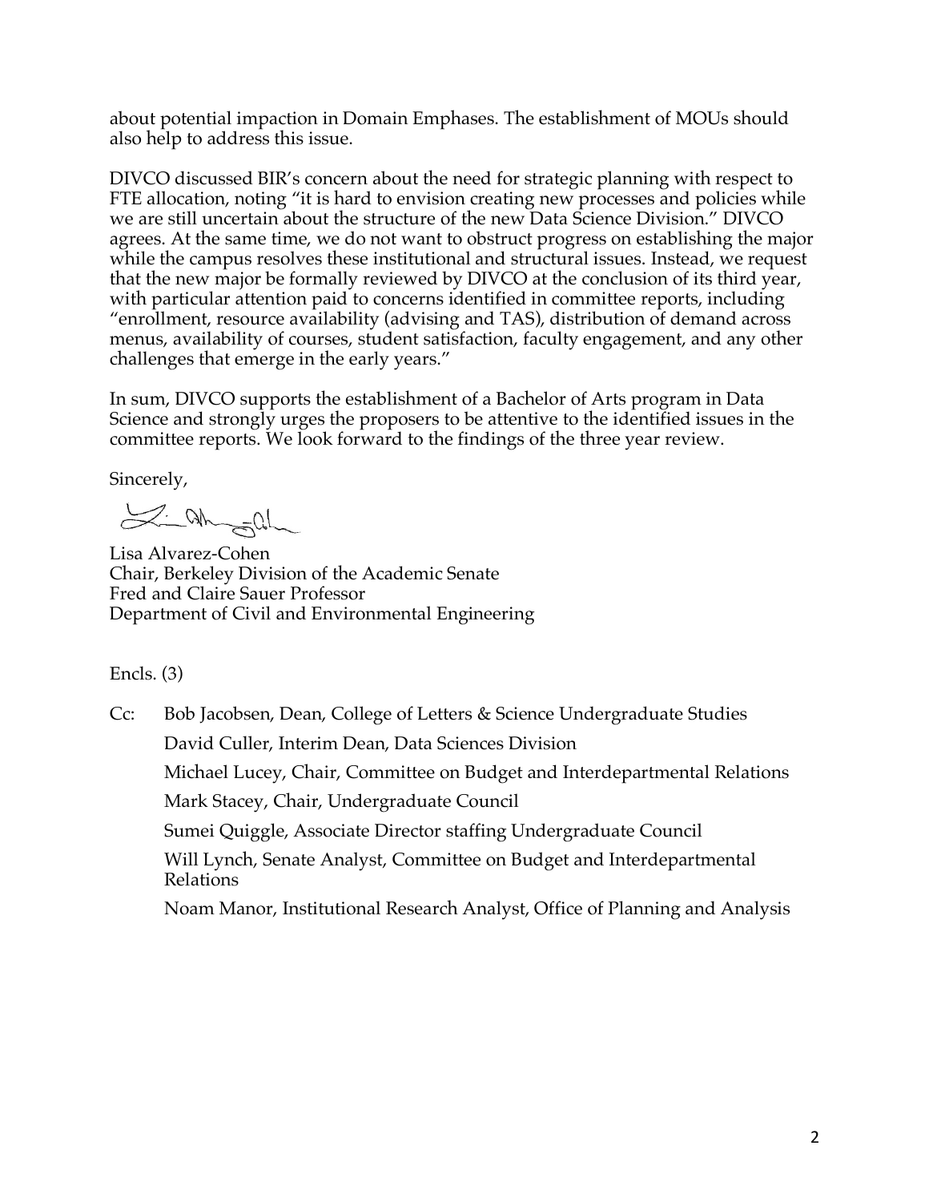about potential impaction in Domain Emphases. The establishment of MOUs should also help to address this issue.

DIVCO discussed BIR's concern about the need for strategic planning with respect to FTE allocation, noting "it is hard to envision creating new processes and policies while we are still uncertain about the structure of the new Data Science Division." DIVCO agrees. At the same time, we do not want to obstruct progress on establishing the major while the campus resolves these institutional and structural issues. Instead, we request that the new major be formally reviewed by DIVCO at the conclusion of its third year, with particular attention paid to concerns identified in committee reports, including "enrollment, resource availability (advising and TAS), distribution of demand across menus, availability of courses, student satisfaction, faculty engagement, and any other challenges that emerge in the early years."

In sum, DIVCO supports the establishment of a Bachelor of Arts program in Data Science and strongly urges the proposers to be attentive to the identified issues in the committee reports. We look forward to the findings of the three year review.

Sincerely,

Lisa Alvarez-Cohen
Chair, Berkeley Division of the Academic Senate
Fred and Claire Sauer Professor
Department of Civil and Environmental Engineering

Encls. (3)

Cc: Bob Jacobsen, Dean, College of Letters & Science Undergraduate Studies
David Culler, Interim Dean, Data Sciences Division
Michael Lucey, Chair, Committee on Budget and Interdepartmental Relations
Mark Stacey, Chair, Undergraduate Council
Sumei Quiggle, Associate Director staffing Undergraduate Council
Will Lynch, Senate Analyst, Committee on Budget and Interdepartmental Relations
Noam Manor, Institutional Research Analyst, Office of Planning and Analysis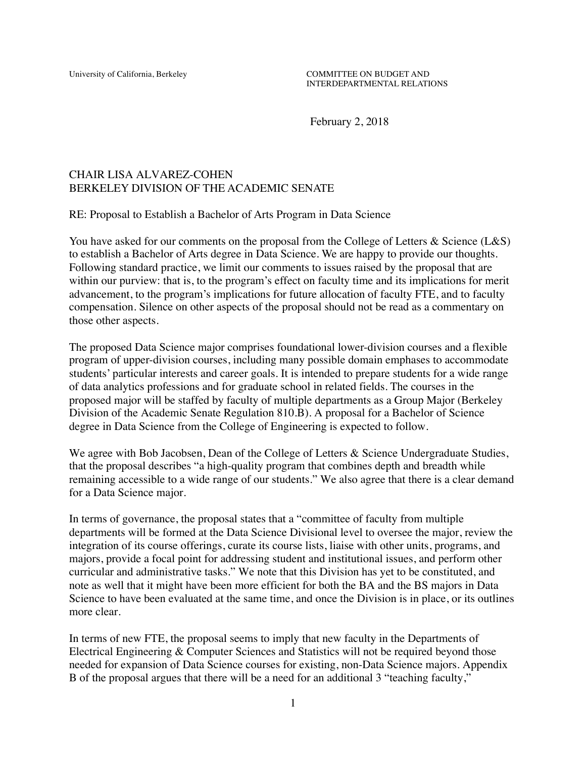University of California, Berkeley

COMMITTEE ON BUDGET AND INTERDEPARTMENTAL RELATIONS

February 2, 2018

CHAIR LISA ALVAREZ-COHEN
BERKELEY DIVISION OF THE ACADEMIC SENATE

RE: Proposal to Establish a Bachelor of Arts Program in Data Science

You have asked for our comments on the proposal from the College of Letters & Science (L&S) to establish a Bachelor of Arts degree in Data Science. We are happy to provide our thoughts. Following standard practice, we limit our comments to issues raised by the proposal that are within our purview: that is, to the program's effect on faculty time and its implications for merit advancement, to the program's implications for future allocation of faculty FTE, and to faculty compensation. Silence on other aspects of the proposal should not be read as a commentary on those other aspects.

The proposed Data Science major comprises foundational lower-division courses and a flexible program of upper-division courses, including many possible domain emphases to accommodate students' particular interests and career goals. It is intended to prepare students for a wide range of data analytics professions and for graduate school in related fields. The courses in the proposed major will be staffed by faculty of multiple departments as a Group Major (Berkeley Division of the Academic Senate Regulation 810.B). A proposal for a Bachelor of Science degree in Data Science from the College of Engineering is expected to follow.

We agree with Bob Jacobsen, Dean of the College of Letters & Science Undergraduate Studies, that the proposal describes "a high-quality program that combines depth and breadth while remaining accessible to a wide range of our students." We also agree that there is a clear demand for a Data Science major.

In terms of governance, the proposal states that a "committee of faculty from multiple departments will be formed at the Data Science Divisional level to oversee the major, review the integration of its course offerings, curate its course lists, liaise with other units, programs, and majors, provide a focal point for addressing student and institutional issues, and perform other curricular and administrative tasks." We note that this Division has yet to be constituted, and note as well that it might have been more efficient for both the BA and the BS majors in Data Science to have been evaluated at the same time, and once the Division is in place, or its outlines more clear.

In terms of new FTE, the proposal seems to imply that new faculty in the Departments of Electrical Engineering & Computer Sciences and Statistics will not be required beyond those needed for expansion of Data Science courses for existing, non-Data Science majors. Appendix B of the proposal argues that there will be a need for an additional 3 "teaching faculty,"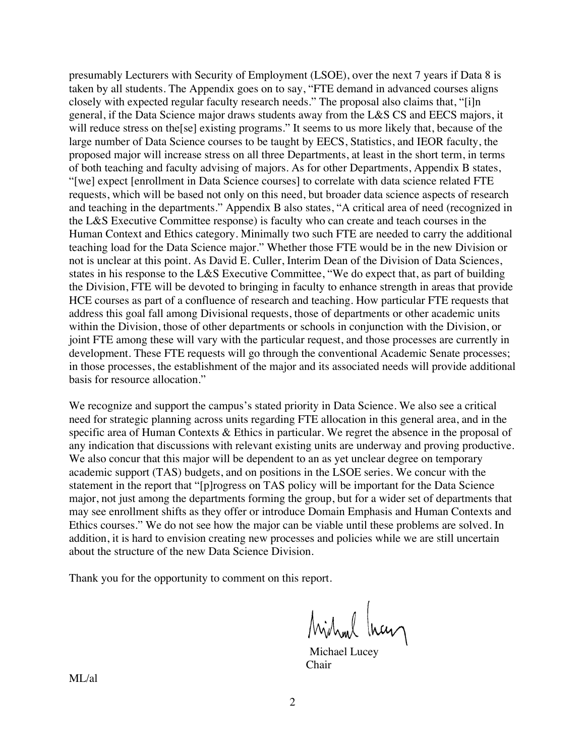presumably Lecturers with Security of Employment (LSOE), over the next 7 years if Data 8 is taken by all students. The Appendix goes on to say, "FTE demand in advanced courses aligns closely with expected regular faculty research needs." The proposal also claims that, "[i]n general, if the Data Science major draws students away from the L&S CS and EECS majors, it will reduce stress on the[se] existing programs." It seems to us more likely that, because of the large number of Data Science courses to be taught by EECS, Statistics, and IEOR faculty, the proposed major will increase stress on all three Departments, at least in the short term, in terms of both teaching and faculty advising of majors. As for other Departments, Appendix B states, "[we] expect [enrollment in Data Science courses] to correlate with data science related FTE requests, which will be based not only on this need, but broader data science aspects of research and teaching in the departments." Appendix B also states, "A critical area of need (recognized in the L&S Executive Committee response) is faculty who can create and teach courses in the Human Context and Ethics category. Minimally two such FTE are needed to carry the additional teaching load for the Data Science major." Whether those FTE would be in the new Division or not is unclear at this point. As David E. Culler, Interim Dean of the Division of Data Sciences, states in his response to the L&S Executive Committee, "We do expect that, as part of building the Division, FTE will be devoted to bringing in faculty to enhance strength in areas that provide HCE courses as part of a confluence of research and teaching. How particular FTE requests that address this goal fall among Divisional requests, those of departments or other academic units within the Division, those of other departments or schools in conjunction with the Division, or joint FTE among these will vary with the particular request, and those processes are currently in development. These FTE requests will go through the conventional Academic Senate processes; in those processes, the establishment of the major and its associated needs will provide additional basis for resource allocation."

We recognize and support the campus's stated priority in Data Science. We also see a critical need for strategic planning across units regarding FTE allocation in this general area, and in the specific area of Human Contexts & Ethics in particular. We regret the absence in the proposal of any indication that discussions with relevant existing units are underway and proving productive. We also concur that this major will be dependent to an as yet unclear degree on temporary academic support (TAS) budgets, and on positions in the LSOE series. We concur with the statement in the report that "[p]rogress on TAS policy will be important for the Data Science major, not just among the departments forming the group, but for a wider set of departments that may see enrollment shifts as they offer or introduce Domain Emphasis and Human Contexts and Ethics courses." We do not see how the major can be viable until these problems are solved. In addition, it is hard to envision creating new processes and policies while we are still uncertain about the structure of the new Data Science Division.

Thank you for the opportunity to comment on this report.

Michael Lucey
Chair

ML/al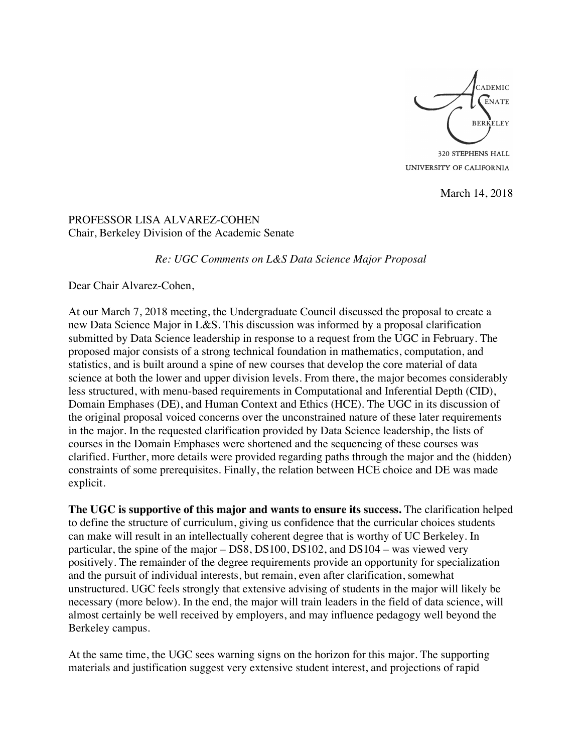ACADEMIC SENATE BERKELEY
320 STEPHENS HALL
UNIVERSITY OF CALIFORNIA

March 14, 2018

PROFESSOR LISA ALVAREZ-COHEN
Chair, Berkeley Division of the Academic Senate

*Re: UGC Comments on L&S Data Science Major Proposal*

Dear Chair Alvarez-Cohen,

At our March 7, 2018 meeting, the Undergraduate Council discussed the proposal to create a new Data Science Major in L&S. This discussion was informed by a proposal clarification submitted by Data Science leadership in response to a request from the UGC in February. The proposed major consists of a strong technical foundation in mathematics, computation, and statistics, and is built around a spine of new courses that develop the core material of data science at both the lower and upper division levels. From there, the major becomes considerably less structured, with menu-based requirements in Computational and Inferential Depth (CID), Domain Emphases (DE), and Human Context and Ethics (HCE). The UGC in its discussion of the original proposal voiced concerns over the unconstrained nature of these later requirements in the major. In the requested clarification provided by Data Science leadership, the lists of courses in the Domain Emphases were shortened and the sequencing of these courses was clarified. Further, more details were provided regarding paths through the major and the (hidden) constraints of some prerequisites. Finally, the relation between HCE choice and DE was made explicit.

**The UGC is supportive of this major and wants to ensure its success.** The clarification helped to define the structure of curriculum, giving us confidence that the curricular choices students can make will result in an intellectually coherent degree that is worthy of UC Berkeley. In particular, the spine of the major – DS8, DS100, DS102, and DS104 – was viewed very positively. The remainder of the degree requirements provide an opportunity for specialization and the pursuit of individual interests, but remain, even after clarification, somewhat unstructured. UGC feels strongly that extensive advising of students in the major will likely be necessary (more below). In the end, the major will train leaders in the field of data science, will almost certainly be well received by employers, and may influence pedagogy well beyond the Berkeley campus.

At the same time, the UGC sees warning signs on the horizon for this major. The supporting materials and justification suggest very extensive student interest, and projections of rapid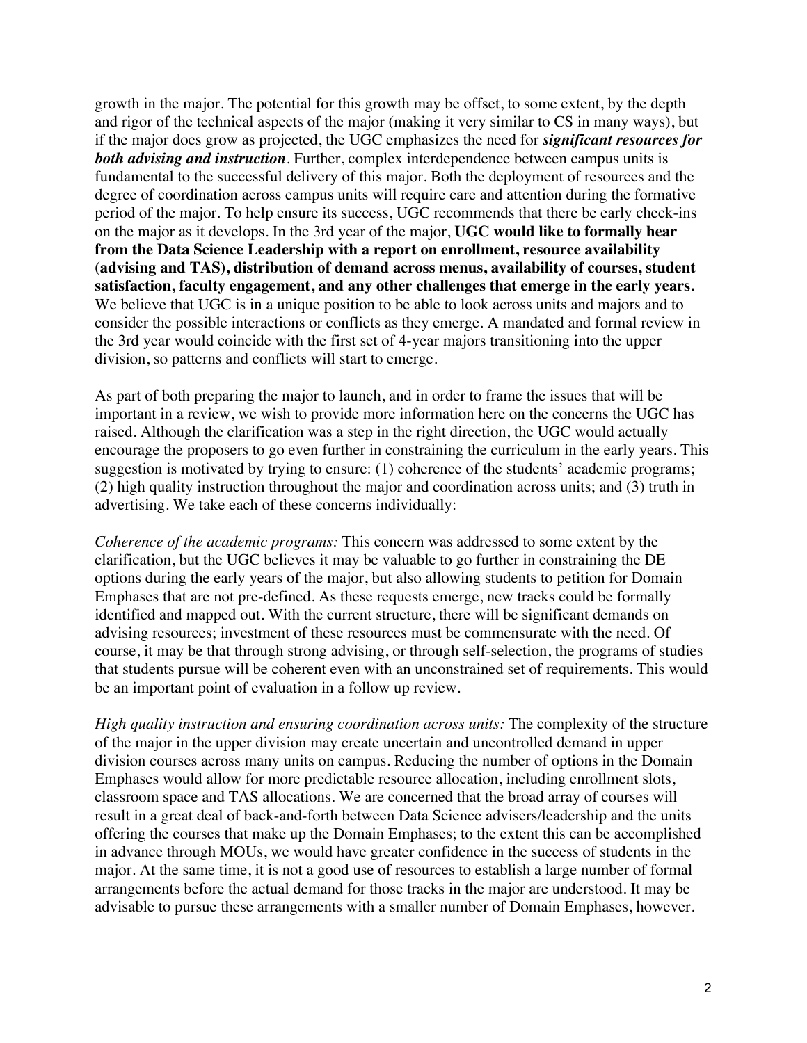growth in the major. The potential for this growth may be offset, to some extent, by the depth and rigor of the technical aspects of the major (making it very similar to CS in many ways), but if the major does grow as projected, the UGC emphasizes the need for ***significant resources for both advising and instruction***. Further, complex interdependence between campus units is fundamental to the successful delivery of this major. Both the deployment of resources and the degree of coordination across campus units will require care and attention during the formative period of the major. To help ensure its success, UGC recommends that there be early check-ins on the major as it develops. In the 3rd year of the major, **UGC would like to formally hear from the Data Science Leadership with a report on enrollment, resource availability (advising and TAS), distribution of demand across menus, availability of courses, student satisfaction, faculty engagement, and any other challenges that emerge in the early years.** We believe that UGC is in a unique position to be able to look across units and majors and to consider the possible interactions or conflicts as they emerge. A mandated and formal review in the 3rd year would coincide with the first set of 4-year majors transitioning into the upper division, so patterns and conflicts will start to emerge.

As part of both preparing the major to launch, and in order to frame the issues that will be important in a review, we wish to provide more information here on the concerns the UGC has raised. Although the clarification was a step in the right direction, the UGC would actually encourage the proposers to go even further in constraining the curriculum in the early years. This suggestion is motivated by trying to ensure: (1) coherence of the students' academic programs; (2) high quality instruction throughout the major and coordination across units; and (3) truth in advertising. We take each of these concerns individually:

*Coherence of the academic programs:* This concern was addressed to some extent by the clarification, but the UGC believes it may be valuable to go further in constraining the DE options during the early years of the major, but also allowing students to petition for Domain Emphases that are not pre-defined. As these requests emerge, new tracks could be formally identified and mapped out. With the current structure, there will be significant demands on advising resources; investment of these resources must be commensurate with the need. Of course, it may be that through strong advising, or through self-selection, the programs of studies that students pursue will be coherent even with an unconstrained set of requirements. This would be an important point of evaluation in a follow up review.

*High quality instruction and ensuring coordination across units:* The complexity of the structure of the major in the upper division may create uncertain and uncontrolled demand in upper division courses across many units on campus. Reducing the number of options in the Domain Emphases would allow for more predictable resource allocation, including enrollment slots, classroom space and TAS allocations. We are concerned that the broad array of courses will result in a great deal of back-and-forth between Data Science advisers/leadership and the units offering the courses that make up the Domain Emphases; to the extent this can be accomplished in advance through MOUs, we would have greater confidence in the success of students in the major. At the same time, it is not a good use of resources to establish a large number of formal arrangements before the actual demand for those tracks in the major are understood. It may be advisable to pursue these arrangements with a smaller number of Domain Emphases, however.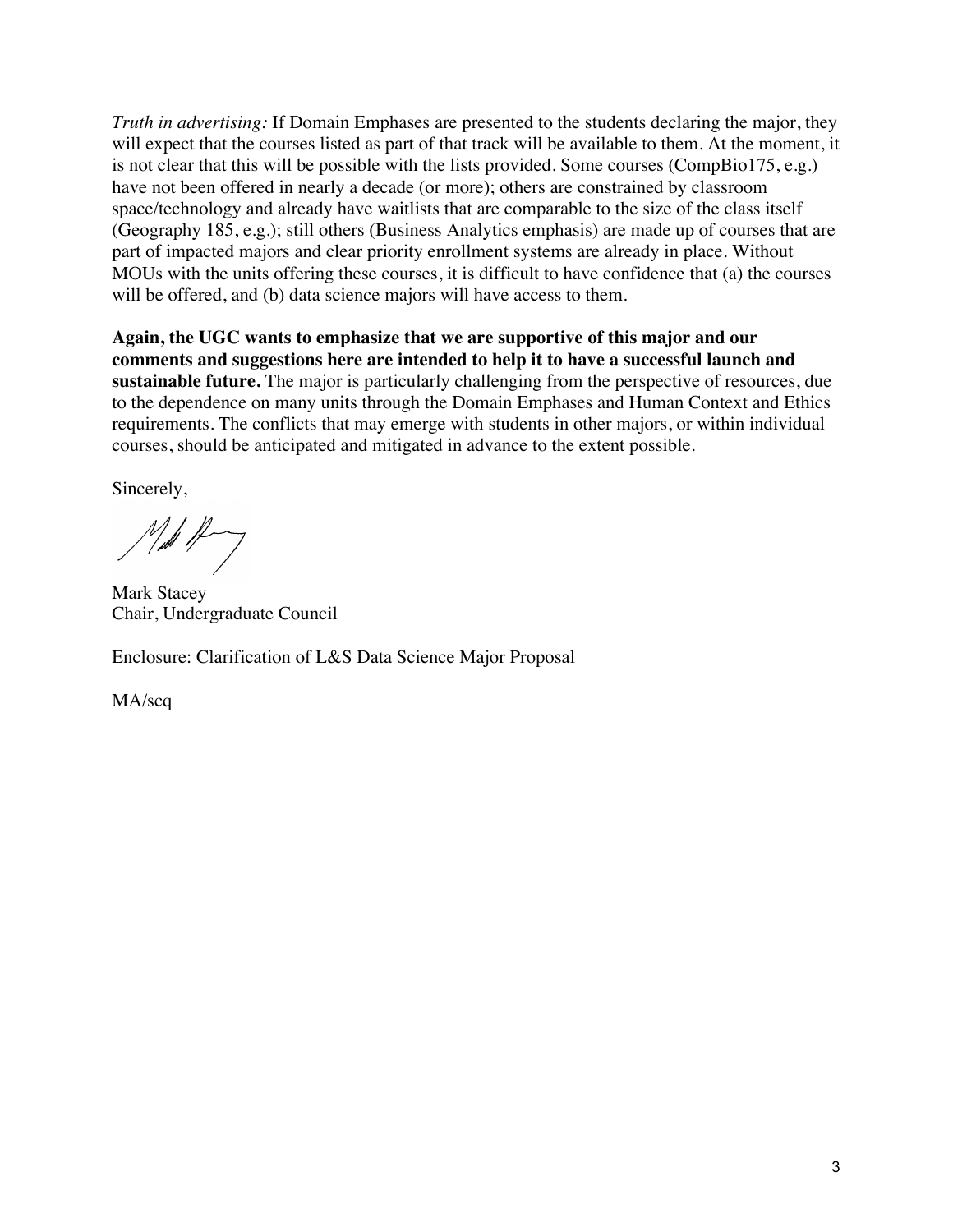*Truth in advertising:* If Domain Emphases are presented to the students declaring the major, they will expect that the courses listed as part of that track will be available to them. At the moment, it is not clear that this will be possible with the lists provided. Some courses (CompBio175, e.g.) have not been offered in nearly a decade (or more); others are constrained by classroom space/technology and already have waitlists that are comparable to the size of the class itself (Geography 185, e.g.); still others (Business Analytics emphasis) are made up of courses that are part of impacted majors and clear priority enrollment systems are already in place. Without MOUs with the units offering these courses, it is difficult to have confidence that (a) the courses will be offered, and (b) data science majors will have access to them.

**Again, the UGC wants to emphasize that we are supportive of this major and our comments and suggestions here are intended to help it to have a successful launch and sustainable future.** The major is particularly challenging from the perspective of resources, due to the dependence on many units through the Domain Emphases and Human Context and Ethics requirements. The conflicts that may emerge with students in other majors, or within individual courses, should be anticipated and mitigated in advance to the extent possible.

Sincerely,

Mark Stacey
Chair, Undergraduate Council

Enclosure: Clarification of L&S Data Science Major Proposal

MA/scq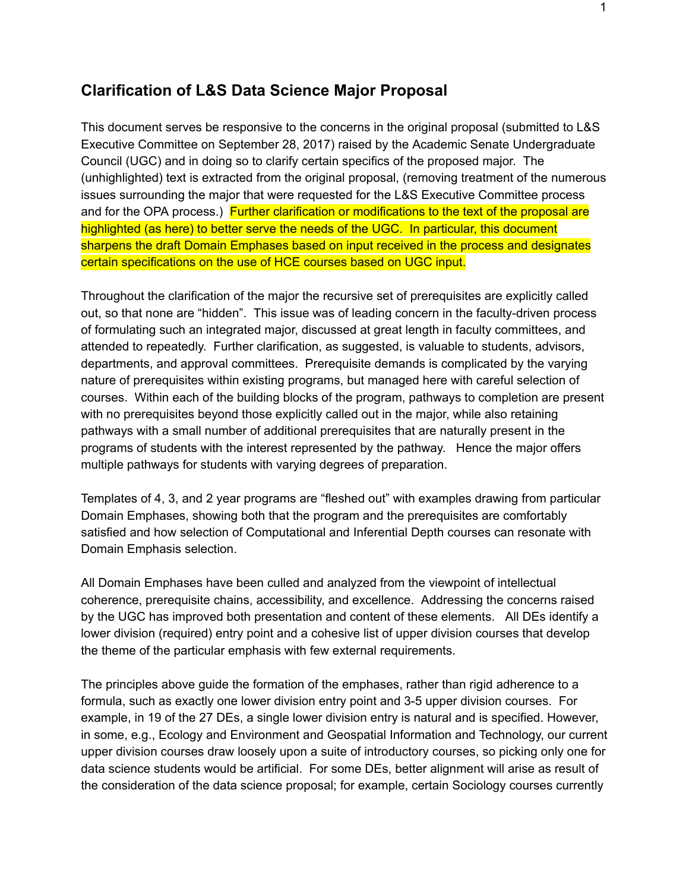## Clarification of L&S Data Science Major Proposal

This document serves be responsive to the concerns in the original proposal (submitted to L&S Executive Committee on September 28, 2017) raised by the Academic Senate Undergraduate Council (UGC) and in doing so to clarify certain specifics of the proposed major. The (unhighlighted) text is extracted from the original proposal, (removing treatment of the numerous issues surrounding the major that were requested for the L&S Executive Committee process and for the OPA process.) Further clarification or modifications to the text of the proposal are highlighted (as here) to better serve the needs of the UGC. In particular, this document sharpens the draft Domain Emphases based on input received in the process and designates certain specifications on the use of HCE courses based on UGC input.

Throughout the clarification of the major the recursive set of prerequisites are explicitly called out, so that none are "hidden". This issue was of leading concern in the faculty-driven process of formulating such an integrated major, discussed at great length in faculty committees, and attended to repeatedly. Further clarification, as suggested, is valuable to students, advisors, departments, and approval committees. Prerequisite demands is complicated by the varying nature of prerequisites within existing programs, but managed here with careful selection of courses. Within each of the building blocks of the program, pathways to completion are present with no prerequisites beyond those explicitly called out in the major, while also retaining pathways with a small number of additional prerequisites that are naturally present in the programs of students with the interest represented by the pathway. Hence the major offers multiple pathways for students with varying degrees of preparation.

Templates of 4, 3, and 2 year programs are "fleshed out" with examples drawing from particular Domain Emphases, showing both that the program and the prerequisites are comfortably satisfied and how selection of Computational and Inferential Depth courses can resonate with Domain Emphasis selection.

All Domain Emphases have been culled and analyzed from the viewpoint of intellectual coherence, prerequisite chains, accessibility, and excellence. Addressing the concerns raised by the UGC has improved both presentation and content of these elements. All DEs identify a lower division (required) entry point and a cohesive list of upper division courses that develop the theme of the particular emphasis with few external requirements.

The principles above guide the formation of the emphases, rather than rigid adherence to a formula, such as exactly one lower division entry point and 3-5 upper division courses. For example, in 19 of the 27 DEs, a single lower division entry is natural and is specified. However, in some, e.g., Ecology and Environment and Geospatial Information and Technology, our current upper division courses draw loosely upon a suite of introductory courses, so picking only one for data science students would be artificial. For some DEs, better alignment will arise as result of the consideration of the data science proposal; for example, certain Sociology courses currently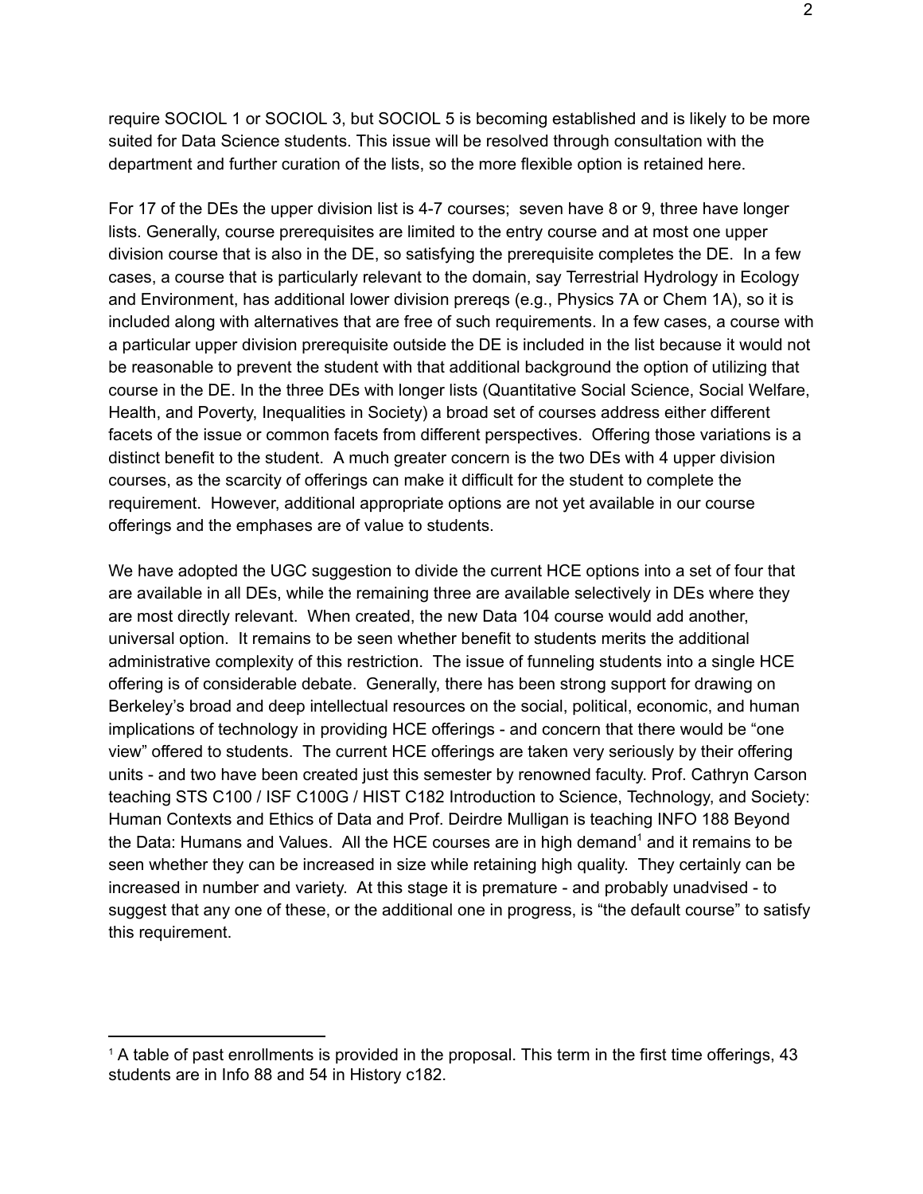require SOCIOL 1 or SOCIOL 3, but SOCIOL 5 is becoming established and is likely to be more suited for Data Science students. This issue will be resolved through consultation with the department and further curation of the lists, so the more flexible option is retained here.

For 17 of the DEs the upper division list is 4-7 courses; seven have 8 or 9, three have longer lists. Generally, course prerequisites are limited to the entry course and at most one upper division course that is also in the DE, so satisfying the prerequisite completes the DE. In a few cases, a course that is particularly relevant to the domain, say Terrestrial Hydrology in Ecology and Environment, has additional lower division prereqs (e.g., Physics 7A or Chem 1A), so it is included along with alternatives that are free of such requirements. In a few cases, a course with a particular upper division prerequisite outside the DE is included in the list because it would not be reasonable to prevent the student with that additional background the option of utilizing that course in the DE. In the three DEs with longer lists (Quantitative Social Science, Social Welfare, Health, and Poverty, Inequalities in Society) a broad set of courses address either different facets of the issue or common facets from different perspectives. Offering those variations is a distinct benefit to the student. A much greater concern is the two DEs with 4 upper division courses, as the scarcity of offerings can make it difficult for the student to complete the requirement. However, additional appropriate options are not yet available in our course offerings and the emphases are of value to students.

We have adopted the UGC suggestion to divide the current HCE options into a set of four that are available in all DEs, while the remaining three are available selectively in DEs where they are most directly relevant. When created, the new Data 104 course would add another, universal option. It remains to be seen whether benefit to students merits the additional administrative complexity of this restriction. The issue of funneling students into a single HCE offering is of considerable debate. Generally, there has been strong support for drawing on Berkeley's broad and deep intellectual resources on the social, political, economic, and human implications of technology in providing HCE offerings - and concern that there would be "one view" offered to students. The current HCE offerings are taken very seriously by their offering units - and two have been created just this semester by renowned faculty. Prof. Cathryn Carson teaching STS C100 / ISF C100G / HIST C182 Introduction to Science, Technology, and Society: Human Contexts and Ethics of Data and Prof. Deirdre Mulligan is teaching INFO 188 Beyond the Data: Humans and Values. All the HCE courses are in high demand[1] and it remains to be seen whether they can be increased in size while retaining high quality. They certainly can be increased in number and variety. At this stage it is premature - and probably unadvised - to suggest that any one of these, or the additional one in progress, is "the default course" to satisfy this requirement.

[1] A table of past enrollments is provided in the proposal. This term in the first time offerings, 43 students are in Info 88 and 54 in History c182.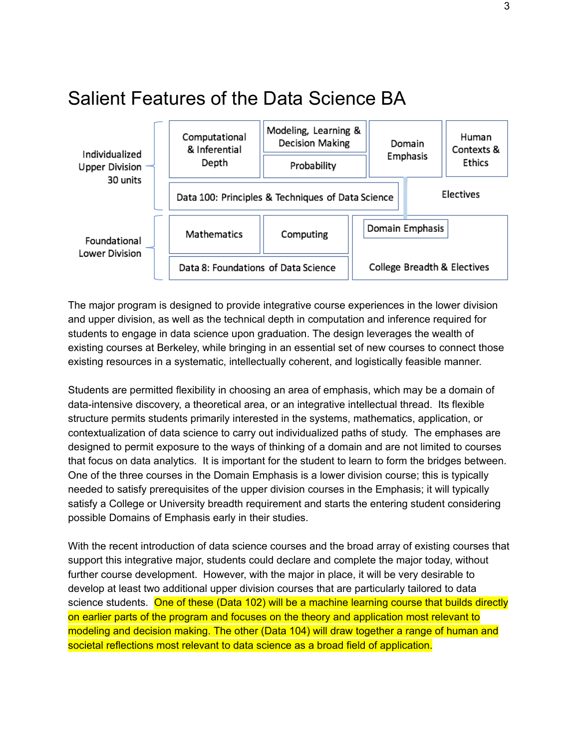# Salient Features of the Data Science BA

| | | | | |
|---|---|---|---|---|
| Individualized Upper Division 30 units | Computational & Inferential Depth | Modeling, Learning & Decision Making<br>Probability | Domain Emphasis | Human Contexts & Ethics |
| | Data 100: Principles & Techniques of Data Science | | Electives | |
| Foundational Lower Division | Mathematics | Computing | Domain Emphasis | |
| | Data 8: Foundations of Data Science | | College Breadth & Electives | |

The major program is designed to provide integrative course experiences in the lower division and upper division, as well as the technical depth in computation and inference required for students to engage in data science upon graduation. The design leverages the wealth of existing courses at Berkeley, while bringing in an essential set of new courses to connect those existing resources in a systematic, intellectually coherent, and logistically feasible manner.

Students are permitted flexibility in choosing an area of emphasis, which may be a domain of data-intensive discovery, a theoretical area, or an integrative intellectual thread. Its flexible structure permits students primarily interested in the systems, mathematics, application, or contextualization of data science to carry out individualized paths of study. The emphases are designed to permit exposure to the ways of thinking of a domain and are not limited to courses that focus on data analytics. It is important for the student to learn to form the bridges between. One of the three courses in the Domain Emphasis is a lower division course; this is typically needed to satisfy prerequisites of the upper division courses in the Emphasis; it will typically satisfy a College or University breadth requirement and starts the entering student considering possible Domains of Emphasis early in their studies.

With the recent introduction of data science courses and the broad array of existing courses that support this integrative major, students could declare and complete the major today, without further course development. However, with the major in place, it will be very desirable to develop at least two additional upper division courses that are particularly tailored to data science students. One of these (Data 102) will be a machine learning course that builds directly on earlier parts of the program and focuses on the theory and application most relevant to modeling and decision making. The other (Data 104) will draw together a range of human and societal reflections most relevant to data science as a broad field of application.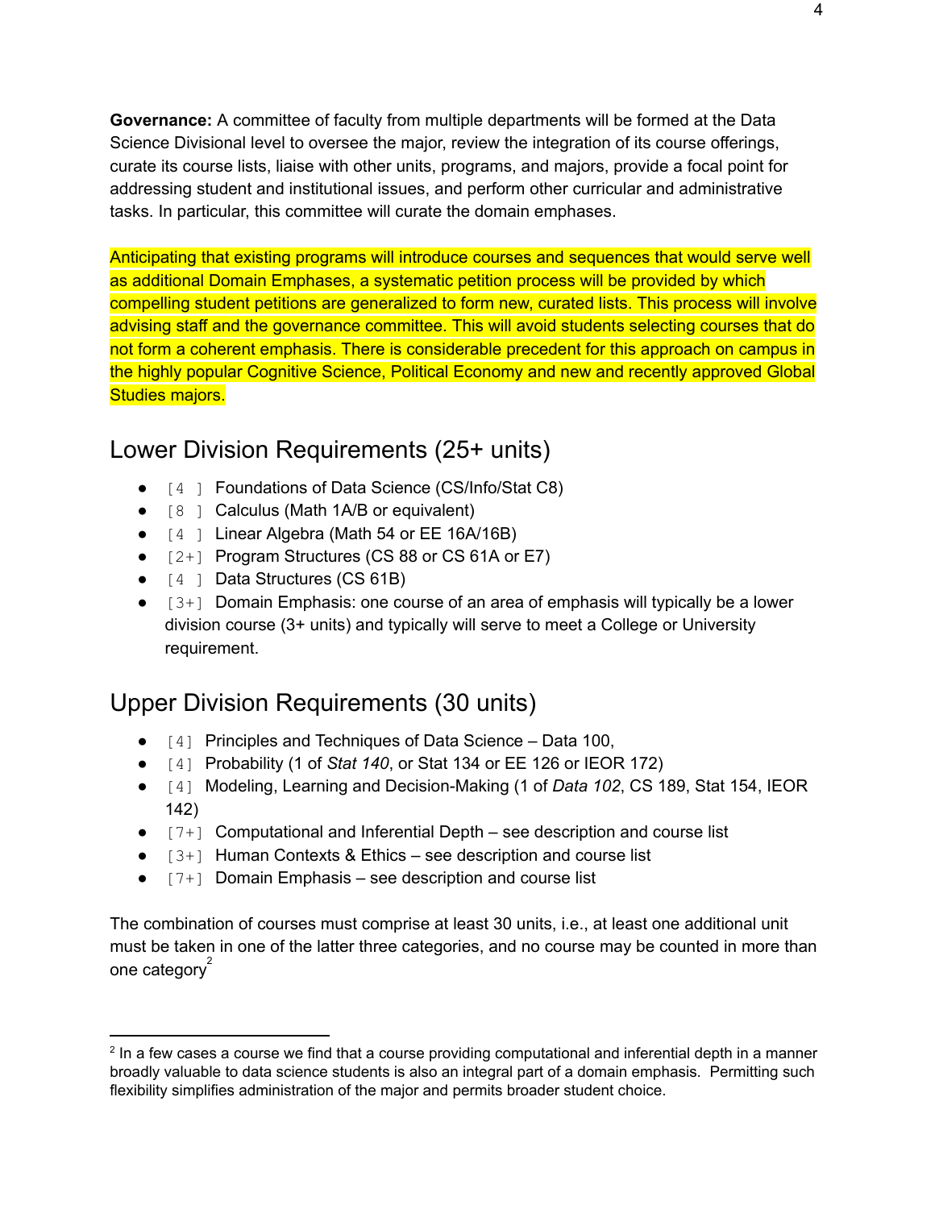**Governance:** A committee of faculty from multiple departments will be formed at the Data Science Divisional level to oversee the major, review the integration of its course offerings, curate its course lists, liaise with other units, programs, and majors, provide a focal point for addressing student and institutional issues, and perform other curricular and administrative tasks. In particular, this committee will curate the domain emphases.

Anticipating that existing programs will introduce courses and sequences that would serve well as additional Domain Emphases, a systematic petition process will be provided by which compelling student petitions are generalized to form new, curated lists. This process will involve advising staff and the governance committee. This will avoid students selecting courses that do not form a coherent emphasis. There is considerable precedent for this approach on campus in the highly popular Cognitive Science, Political Economy and new and recently approved Global Studies majors.

## Lower Division Requirements (25+ units)

- [4 ] Foundations of Data Science (CS/Info/Stat C8)
- [8 ] Calculus (Math 1A/B or equivalent)
- [4 ] Linear Algebra (Math 54 or EE 16A/16B)
- [2+] Program Structures (CS 88 or CS 61A or E7)
- [4 ] Data Structures (CS 61B)
- [3+] Domain Emphasis: one course of an area of emphasis will typically be a lower division course (3+ units) and typically will serve to meet a College or University requirement.

## Upper Division Requirements (30 units)

- [4] Principles and Techniques of Data Science – Data 100,
- [4] Probability (1 of *Stat 140*, or Stat 134 or EE 126 or IEOR 172)
- [4] Modeling, Learning and Decision-Making (1 of *Data 102*, CS 189, Stat 154, IEOR 142)
- [7+] Computational and Inferential Depth – see description and course list
- [3+] Human Contexts & Ethics – see description and course list
- [7+] Domain Emphasis – see description and course list

The combination of courses must comprise at least 30 units, i.e., at least one additional unit must be taken in one of the latter three categories, and no course may be counted in more than one category[2]

[2] In a few cases a course we find that a course providing computational and inferential depth in a manner broadly valuable to data science students is also an integral part of a domain emphasis. Permitting such flexibility simplifies administration of the major and permits broader student choice.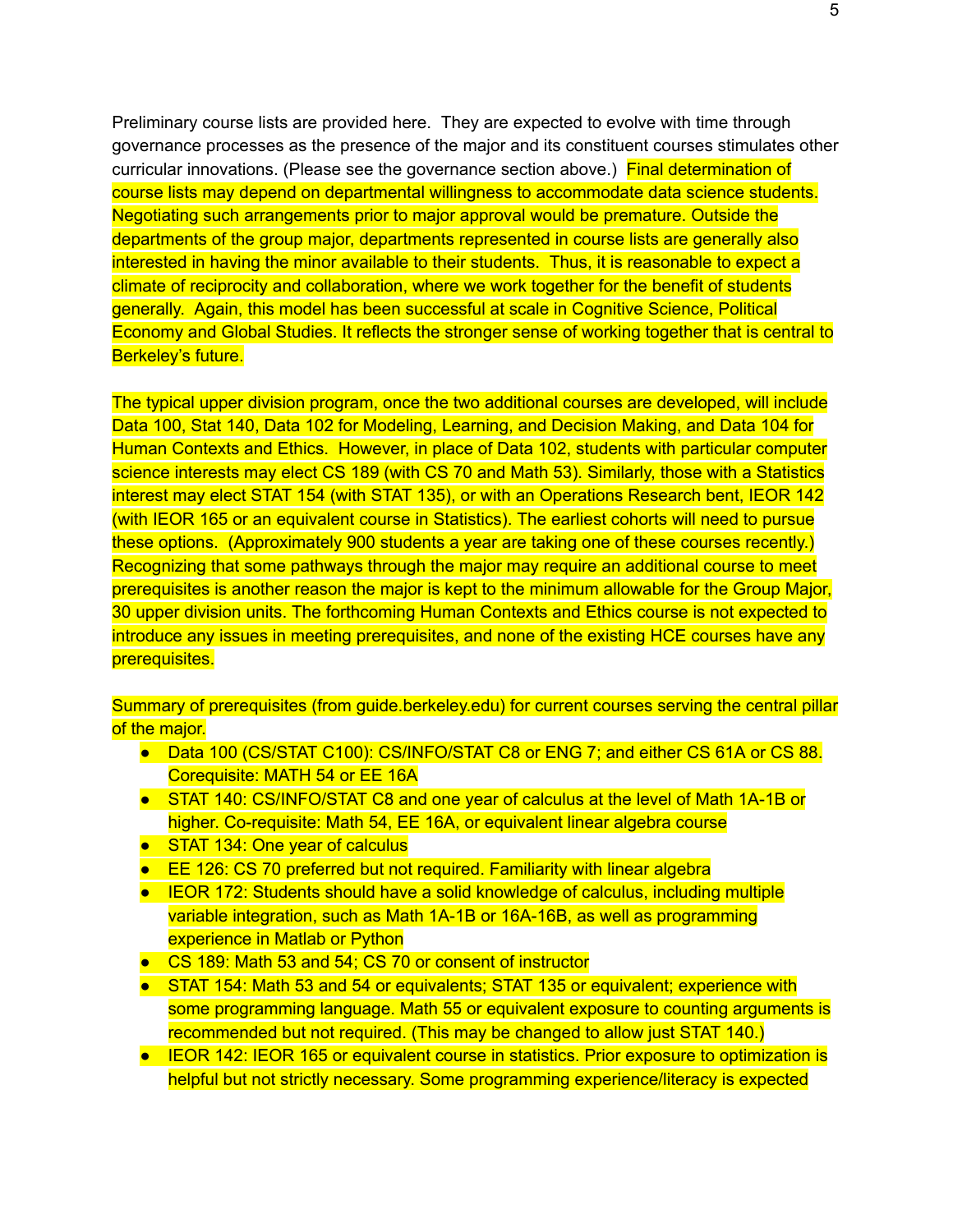Preliminary course lists are provided here. They are expected to evolve with time through governance processes as the presence of the major and its constituent courses stimulates other curricular innovations. (Please see the governance section above.) Final determination of course lists may depend on departmental willingness to accommodate data science students. Negotiating such arrangements prior to major approval would be premature. Outside the departments of the group major, departments represented in course lists are generally also interested in having the minor available to their students. Thus, it is reasonable to expect a climate of reciprocity and collaboration, where we work together for the benefit of students generally. Again, this model has been successful at scale in Cognitive Science, Political Economy and Global Studies. It reflects the stronger sense of working together that is central to Berkeley's future.

The typical upper division program, once the two additional courses are developed, will include Data 100, Stat 140, Data 102 for Modeling, Learning, and Decision Making, and Data 104 for Human Contexts and Ethics. However, in place of Data 102, students with particular computer science interests may elect CS 189 (with CS 70 and Math 53). Similarly, those with a Statistics interest may elect STAT 154 (with STAT 135), or with an Operations Research bent, IEOR 142 (with IEOR 165 or an equivalent course in Statistics). The earliest cohorts will need to pursue these options. (Approximately 900 students a year are taking one of these courses recently.) Recognizing that some pathways through the major may require an additional course to meet prerequisites is another reason the major is kept to the minimum allowable for the Group Major, 30 upper division units. The forthcoming Human Contexts and Ethics course is not expected to introduce any issues in meeting prerequisites, and none of the existing HCE courses have any prerequisites.

Summary of prerequisites (from guide.berkeley.edu) for current courses serving the central pillar of the major.

- Data 100 (CS/STAT C100): CS/INFO/STAT C8 or ENG 7; and either CS 61A or CS 88. Corequisite: MATH 54 or EE 16A
- STAT 140: CS/INFO/STAT C8 and one year of calculus at the level of Math 1A-1B or higher. Co-requisite: Math 54, EE 16A, or equivalent linear algebra course
- STAT 134: One year of calculus
- EE 126: CS 70 preferred but not required. Familiarity with linear algebra
- IEOR 172: Students should have a solid knowledge of calculus, including multiple variable integration, such as Math 1A-1B or 16A-16B, as well as programming experience in Matlab or Python
- CS 189: Math 53 and 54; CS 70 or consent of instructor
- STAT 154: Math 53 and 54 or equivalents; STAT 135 or equivalent; experience with some programming language. Math 55 or equivalent exposure to counting arguments is recommended but not required. (This may be changed to allow just STAT 140.)
- IEOR 142: IEOR 165 or equivalent course in statistics. Prior exposure to optimization is helpful but not strictly necessary. Some programming experience/literacy is expected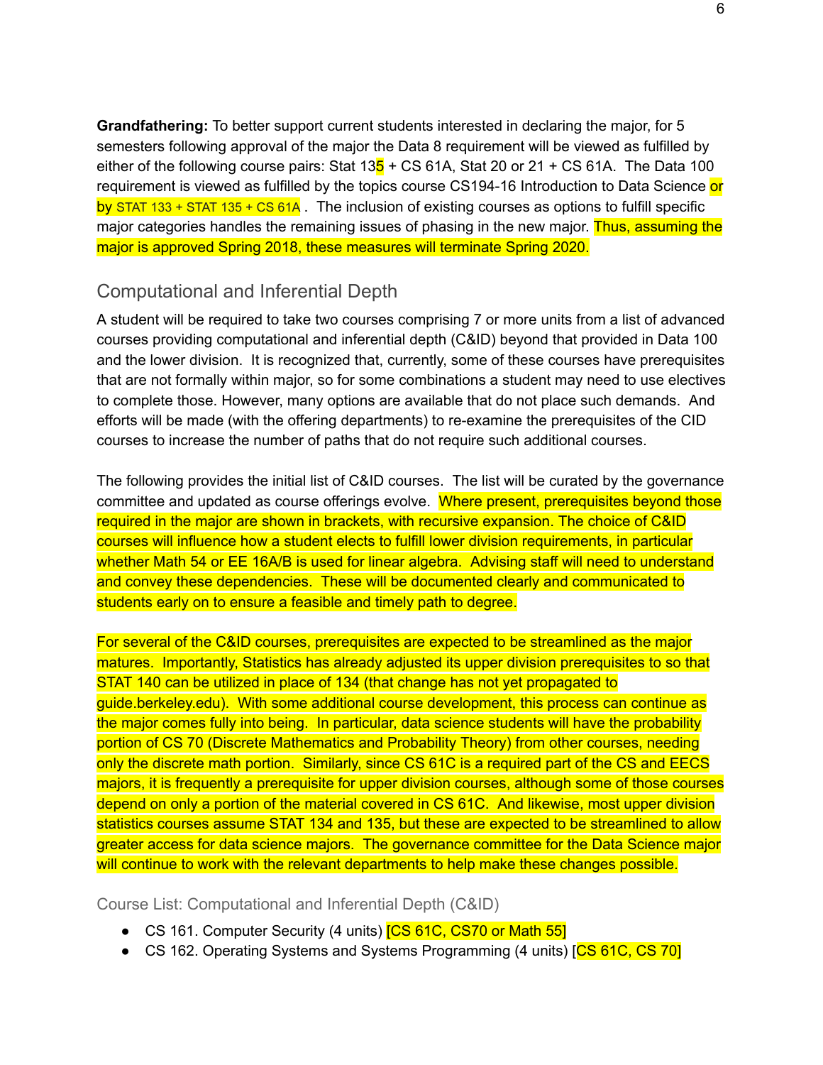**Grandfathering:** To better support current students interested in declaring the major, for 5 semesters following approval of the major the Data 8 requirement will be viewed as fulfilled by either of the following course pairs: Stat 135 + CS 61A, Stat 20 or 21 + CS 61A. The Data 100 requirement is viewed as fulfilled by the topics course CS194-16 Introduction to Data Science or by STAT 133 + STAT 135 + CS 61A. The inclusion of existing courses as options to fulfill specific major categories handles the remaining issues of phasing in the new major. Thus, assuming the major is approved Spring 2018, these measures will terminate Spring 2020.

## Computational and Inferential Depth

A student will be required to take two courses comprising 7 or more units from a list of advanced courses providing computational and inferential depth (C&ID) beyond that provided in Data 100 and the lower division. It is recognized that, currently, some of these courses have prerequisites that are not formally within major, so for some combinations a student may need to use electives to complete those. However, many options are available that do not place such demands. And efforts will be made (with the offering departments) to re-examine the prerequisites of the CID courses to increase the number of paths that do not require such additional courses.

The following provides the initial list of C&ID courses. The list will be curated by the governance committee and updated as course offerings evolve. Where present, prerequisites beyond those required in the major are shown in brackets, with recursive expansion. The choice of C&ID courses will influence how a student elects to fulfill lower division requirements, in particular whether Math 54 or EE 16A/B is used for linear algebra. Advising staff will need to understand and convey these dependencies. These will be documented clearly and communicated to students early on to ensure a feasible and timely path to degree.

For several of the C&ID courses, prerequisites are expected to be streamlined as the major matures. Importantly, Statistics has already adjusted its upper division prerequisites to so that STAT 140 can be utilized in place of 134 (that change has not yet propagated to guide.berkeley.edu). With some additional course development, this process can continue as the major comes fully into being. In particular, data science students will have the probability portion of CS 70 (Discrete Mathematics and Probability Theory) from other courses, needing only the discrete math portion. Similarly, since CS 61C is a required part of the CS and EECS majors, it is frequently a prerequisite for upper division courses, although some of those courses depend on only a portion of the material covered in CS 61C. And likewise, most upper division statistics courses assume STAT 134 and 135, but these are expected to be streamlined to allow greater access for data science majors. The governance committee for the Data Science major will continue to work with the relevant departments to help make these changes possible.

### Course List: Computational and Inferential Depth (C&ID)

- CS 161. Computer Security (4 units) [CS 61C, CS70 or Math 55]
- CS 162. Operating Systems and Systems Programming (4 units) [CS 61C, CS 70]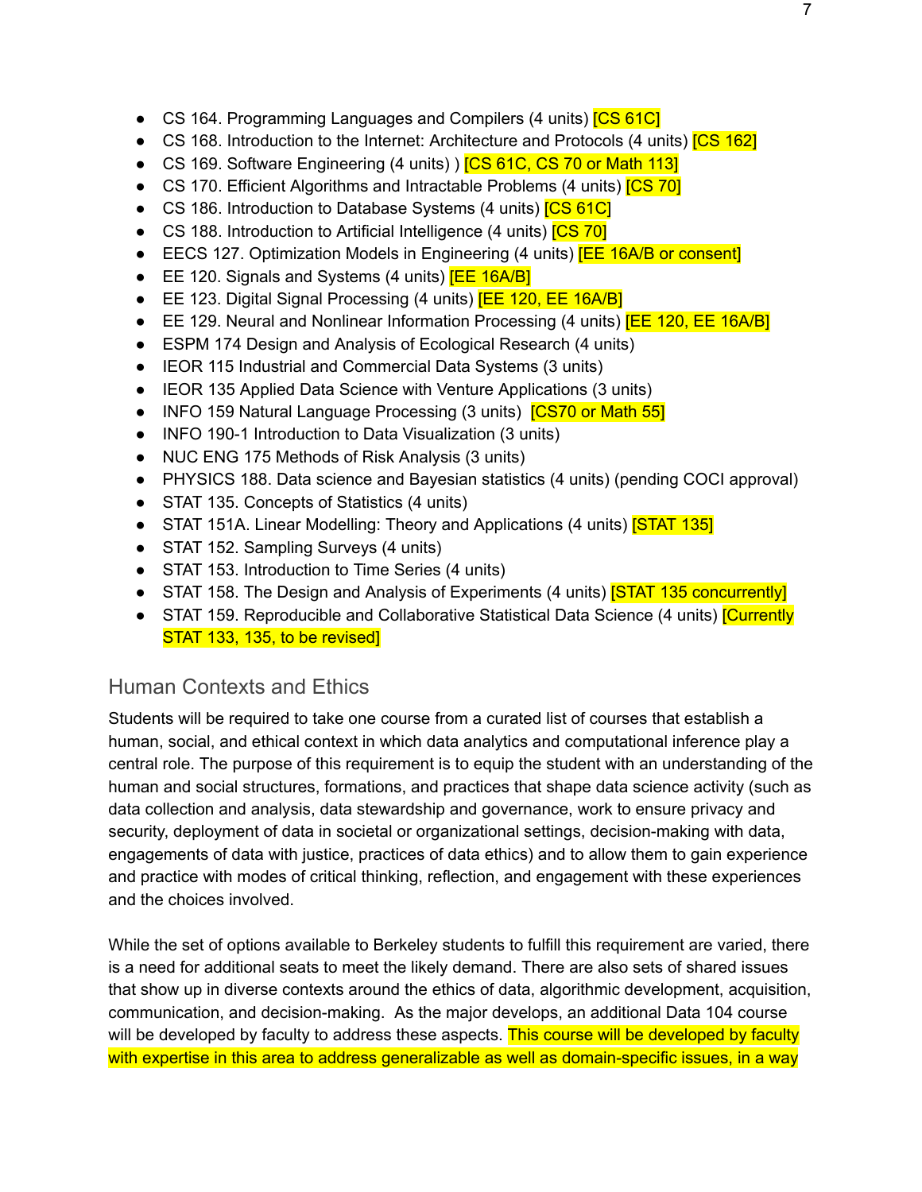- CS 164. Programming Languages and Compilers (4 units) [CS 61C]
- CS 168. Introduction to the Internet: Architecture and Protocols (4 units) [CS 162]
- CS 169. Software Engineering (4 units) ) [CS 61C, CS 70 or Math 113]
- CS 170. Efficient Algorithms and Intractable Problems (4 units) [CS 70]
- CS 186. Introduction to Database Systems (4 units) [CS 61C]
- CS 188. Introduction to Artificial Intelligence (4 units) [CS 70]
- EECS 127. Optimization Models in Engineering (4 units) [EE 16A/B or consent]
- EE 120. Signals and Systems (4 units) [EE 16A/B]
- EE 123. Digital Signal Processing (4 units) [EE 120, EE 16A/B]
- EE 129. Neural and Nonlinear Information Processing (4 units) [EE 120, EE 16A/B]
- ESPM 174 Design and Analysis of Ecological Research (4 units)
- IEOR 115 Industrial and Commercial Data Systems (3 units)
- IEOR 135 Applied Data Science with Venture Applications (3 units)
- INFO 159 Natural Language Processing (3 units) [CS70 or Math 55]
- INFO 190-1 Introduction to Data Visualization (3 units)
- NUC ENG 175 Methods of Risk Analysis (3 units)
- PHYSICS 188. Data science and Bayesian statistics (4 units) (pending COCI approval)
- STAT 135. Concepts of Statistics (4 units)
- STAT 151A. Linear Modelling: Theory and Applications (4 units) [STAT 135]
- STAT 152. Sampling Surveys (4 units)
- STAT 153. Introduction to Time Series (4 units)
- STAT 158. The Design and Analysis of Experiments (4 units) [STAT 135 concurrently]
- STAT 159. Reproducible and Collaborative Statistical Data Science (4 units) [Currently STAT 133, 135, to be revised]

## Human Contexts and Ethics

Students will be required to take one course from a curated list of courses that establish a human, social, and ethical context in which data analytics and computational inference play a central role. The purpose of this requirement is to equip the student with an understanding of the human and social structures, formations, and practices that shape data science activity (such as data collection and analysis, data stewardship and governance, work to ensure privacy and security, deployment of data in societal or organizational settings, decision-making with data, engagements of data with justice, practices of data ethics) and to allow them to gain experience and practice with modes of critical thinking, reflection, and engagement with these experiences and the choices involved.

While the set of options available to Berkeley students to fulfill this requirement are varied, there is a need for additional seats to meet the likely demand. There are also sets of shared issues that show up in diverse contexts around the ethics of data, algorithmic development, acquisition, communication, and decision-making. As the major develops, an additional Data 104 course will be developed by faculty to address these aspects. This course will be developed by faculty with expertise in this area to address generalizable as well as domain-specific issues, in a way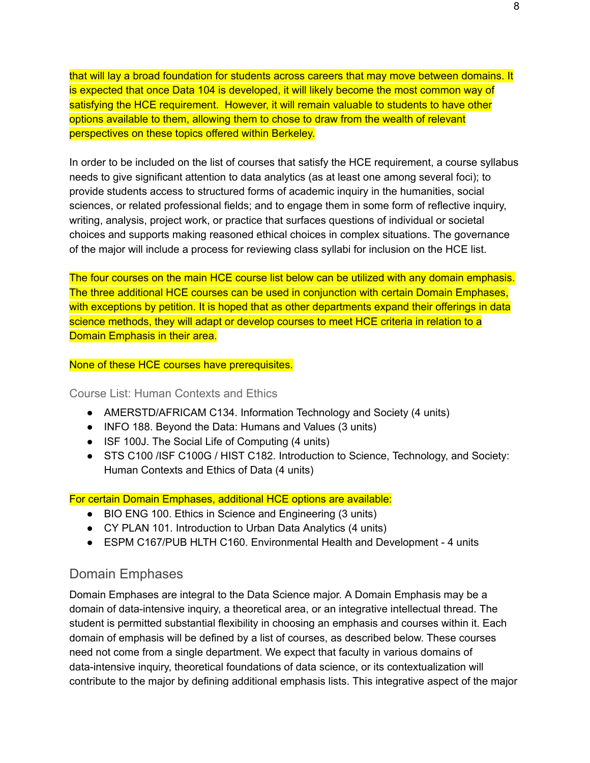that will lay a broad foundation for students across careers that may move between domains. It is expected that once Data 104 is developed, it will likely become the most common way of satisfying the HCE requirement. However, it will remain valuable to students to have other options available to them, allowing them to chose to draw from the wealth of relevant perspectives on these topics offered within Berkeley.

In order to be included on the list of courses that satisfy the HCE requirement, a course syllabus needs to give significant attention to data analytics (as at least one among several foci); to provide students access to structured forms of academic inquiry in the humanities, social sciences, or related professional fields; and to engage them in some form of reflective inquiry, writing, analysis, project work, or practice that surfaces questions of individual or societal choices and supports making reasoned ethical choices in complex situations. The governance of the major will include a process for reviewing class syllabi for inclusion on the HCE list.

The four courses on the main HCE course list below can be utilized with any domain emphasis. The three additional HCE courses can be used in conjunction with certain Domain Emphases, with exceptions by petition. It is hoped that as other departments expand their offerings in data science methods, they will adapt or develop courses to meet HCE criteria in relation to a Domain Emphasis in their area.

None of these HCE courses have prerequisites.

### Course List: Human Contexts and Ethics

- AMERSTD/AFRICAM C134. Information Technology and Society (4 units)
- INFO 188. Beyond the Data: Humans and Values (3 units)
- ISF 100J. The Social Life of Computing (4 units)
- STS C100 /ISF C100G / HIST C182. Introduction to Science, Technology, and Society: Human Contexts and Ethics of Data (4 units)

For certain Domain Emphases, additional HCE options are available:

- BIO ENG 100. Ethics in Science and Engineering (3 units)
- CY PLAN 101. Introduction to Urban Data Analytics (4 units)
- ESPM C167/PUB HLTH C160. Environmental Health and Development - 4 units

## Domain Emphases

Domain Emphases are integral to the Data Science major. A Domain Emphasis may be a domain of data-intensive inquiry, a theoretical area, or an integrative intellectual thread. The student is permitted substantial flexibility in choosing an emphasis and courses within it. Each domain of emphasis will be defined by a list of courses, as described below. These courses need not come from a single department. We expect that faculty in various domains of data-intensive inquiry, theoretical foundations of data science, or its contextualization will contribute to the major by defining additional emphasis lists. This integrative aspect of the major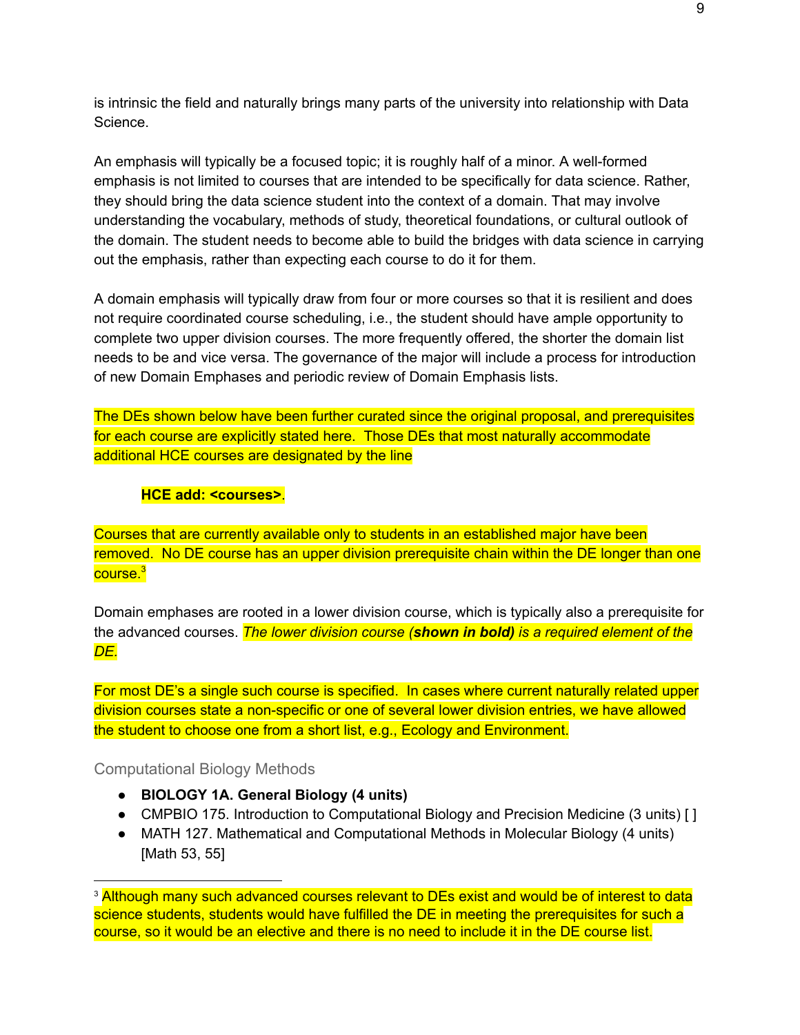is intrinsic the field and naturally brings many parts of the university into relationship with Data Science.

An emphasis will typically be a focused topic; it is roughly half of a minor. A well-formed emphasis is not limited to courses that are intended to be specifically for data science. Rather, they should bring the data science student into the context of a domain. That may involve understanding the vocabulary, methods of study, theoretical foundations, or cultural outlook of the domain. The student needs to become able to build the bridges with data science in carrying out the emphasis, rather than expecting each course to do it for them.

A domain emphasis will typically draw from four or more courses so that it is resilient and does not require coordinated course scheduling, i.e., the student should have ample opportunity to complete two upper division courses. The more frequently offered, the shorter the domain list needs to be and vice versa. The governance of the major will include a process for introduction of new Domain Emphases and periodic review of Domain Emphasis lists.

The DEs shown below have been further curated since the original proposal, and prerequisites for each course are explicitly stated here. Those DEs that most naturally accommodate additional HCE courses are designated by the line

> **HCE add: <courses>**.

Courses that are currently available only to students in an established major have been removed. No DE course has an upper division prerequisite chain within the DE longer than one course.[3]

Domain emphases are rooted in a lower division course, which is typically also a prerequisite for the advanced courses. *The lower division course (**shown in bold**) is a required element of the DE*.

For most DE's a single such course is specified. In cases where current naturally related upper division courses state a non-specific or one of several lower division entries, we have allowed the student to choose one from a short list, e.g., Ecology and Environment.

### Computational Biology Methods

- **BIOLOGY 1A. General Biology (4 units)**
- CMPBIO 175. Introduction to Computational Biology and Precision Medicine (3 units) [ ]
- MATH 127. Mathematical and Computational Methods in Molecular Biology (4 units) [Math 53, 55]

---

[3] Although many such advanced courses relevant to DEs exist and would be of interest to data science students, students would have fulfilled the DE in meeting the prerequisites for such a course, so it would be an elective and there is no need to include it in the DE course list.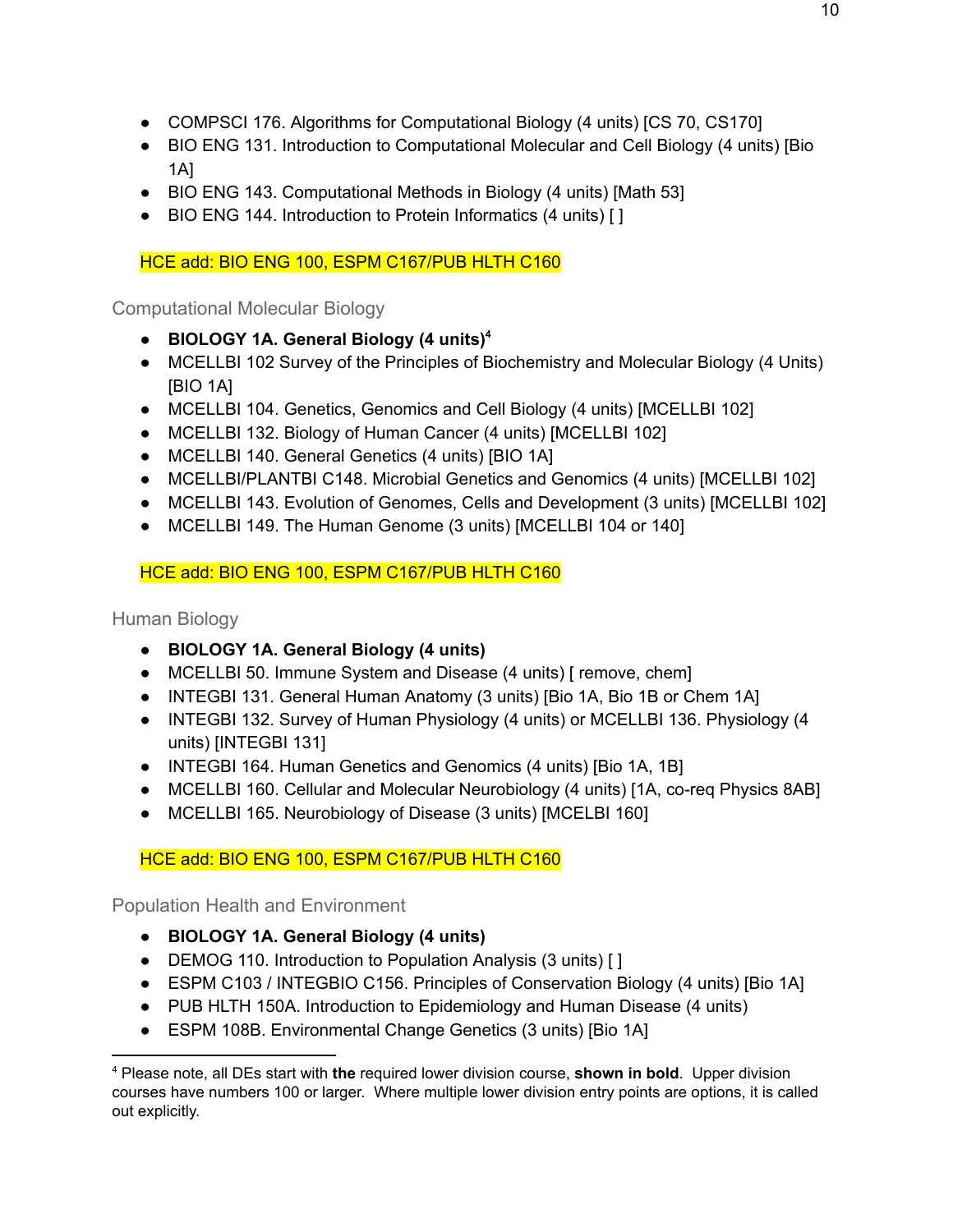- COMPSCI 176. Algorithms for Computational Biology (4 units) [CS 70, CS170]
- BIO ENG 131. Introduction to Computational Molecular and Cell Biology (4 units) [Bio 1A]
- BIO ENG 143. Computational Methods in Biology (4 units) [Math 53]
- BIO ENG 144. Introduction to Protein Informatics (4 units) [ ]

HCE add: BIO ENG 100, ESPM C167/PUB HLTH C160

### Computational Molecular Biology

- **BIOLOGY 1A. General Biology (4 units)**[4]
- MCELLBI 102 Survey of the Principles of Biochemistry and Molecular Biology (4 Units) [BIO 1A]
- MCELLBI 104. Genetics, Genomics and Cell Biology (4 units) [MCELLBI 102]
- MCELLBI 132. Biology of Human Cancer (4 units) [MCELLBI 102]
- MCELLBI 140. General Genetics (4 units) [BIO 1A]
- MCELLBI/PLANTBI C148. Microbial Genetics and Genomics (4 units) [MCELLBI 102]
- MCELLBI 143. Evolution of Genomes, Cells and Development (3 units) [MCELLBI 102]
- MCELLBI 149. The Human Genome (3 units) [MCELLBI 104 or 140]

HCE add: BIO ENG 100, ESPM C167/PUB HLTH C160

### Human Biology

- **BIOLOGY 1A. General Biology (4 units)**
- MCELLBI 50. Immune System and Disease (4 units) [ remove, chem]
- INTEGBI 131. General Human Anatomy (3 units) [Bio 1A, Bio 1B or Chem 1A]
- INTEGBI 132. Survey of Human Physiology (4 units) or MCELLBI 136. Physiology (4 units) [INTEGBI 131]
- INTEGBI 164. Human Genetics and Genomics (4 units) [Bio 1A, 1B]
- MCELLBI 160. Cellular and Molecular Neurobiology (4 units) [1A, co-req Physics 8AB]
- MCELLBI 165. Neurobiology of Disease (3 units) [MCELBI 160]

HCE add: BIO ENG 100, ESPM C167/PUB HLTH C160

### Population Health and Environment

- **BIOLOGY 1A. General Biology (4 units)**
- DEMOG 110. Introduction to Population Analysis (3 units) [ ]
- ESPM C103 / INTEGBIO C156. Principles of Conservation Biology (4 units) [Bio 1A]
- PUB HLTH 150A. Introduction to Epidemiology and Human Disease (4 units)
- ESPM 108B. Environmental Change Genetics (3 units) [Bio 1A]

---

[4] Please note, all DEs start with **the** required lower division course, **shown in bold**. Upper division courses have numbers 100 or larger. Where multiple lower division entry points are options, it is called out explicitly.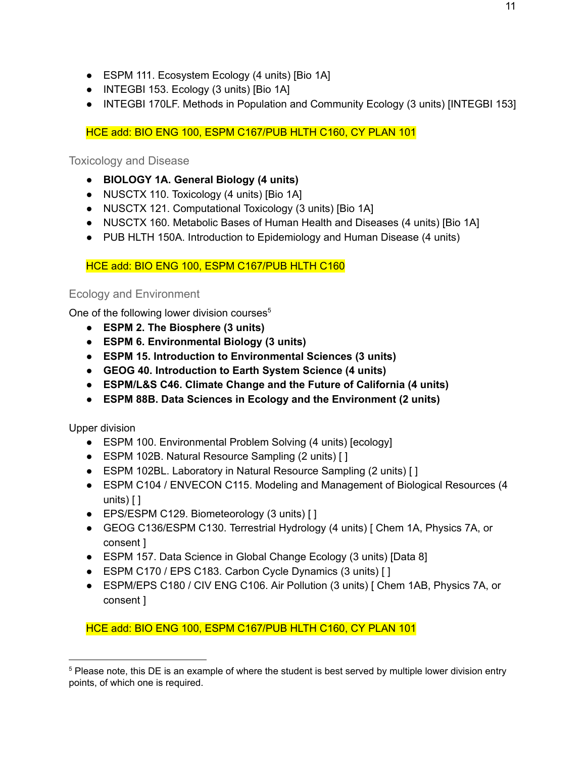- ESPM 111. Ecosystem Ecology (4 units) [Bio 1A]
- INTEGBI 153. Ecology (3 units) [Bio 1A]
- INTEGBI 170LF. Methods in Population and Community Ecology (3 units) [INTEGBI 153]

HCE add: BIO ENG 100, ESPM C167/PUB HLTH C160, CY PLAN 101

### Toxicology and Disease

- **BIOLOGY 1A. General Biology (4 units)**
- NUSCTX 110. Toxicology (4 units) [Bio 1A]
- NUSCTX 121. Computational Toxicology (3 units) [Bio 1A]
- NUSCTX 160. Metabolic Bases of Human Health and Diseases (4 units) [Bio 1A]
- PUB HLTH 150A. Introduction to Epidemiology and Human Disease (4 units)

HCE add: BIO ENG 100, ESPM C167/PUB HLTH C160

### Ecology and Environment

One of the following lower division courses[5]

- **ESPM 2. The Biosphere (3 units)**
- **ESPM 6. Environmental Biology (3 units)**
- **ESPM 15. Introduction to Environmental Sciences (3 units)**
- **GEOG 40. Introduction to Earth System Science (4 units)**
- **ESPM/L&S C46. Climate Change and the Future of California (4 units)**
- **ESPM 88B. Data Sciences in Ecology and the Environment (2 units)**

Upper division

- ESPM 100. Environmental Problem Solving (4 units) [ecology]
- ESPM 102B. Natural Resource Sampling (2 units) [ ]
- ESPM 102BL. Laboratory in Natural Resource Sampling (2 units) [ ]
- ESPM C104 / ENVECON C115. Modeling and Management of Biological Resources (4 units) [ ]
- EPS/ESPM C129. Biometeorology (3 units) [ ]
- GEOG C136/ESPM C130. Terrestrial Hydrology (4 units) [ Chem 1A, Physics 7A, or consent ]
- ESPM 157. Data Science in Global Change Ecology (3 units) [Data 8]
- ESPM C170 / EPS C183. Carbon Cycle Dynamics (3 units) [ ]
- ESPM/EPS C180 / CIV ENG C106. Air Pollution (3 units) [ Chem 1AB, Physics 7A, or consent ]

HCE add: BIO ENG 100, ESPM C167/PUB HLTH C160, CY PLAN 101

---

[5] Please note, this DE is an example of where the student is best served by multiple lower division entry points, of which one is required.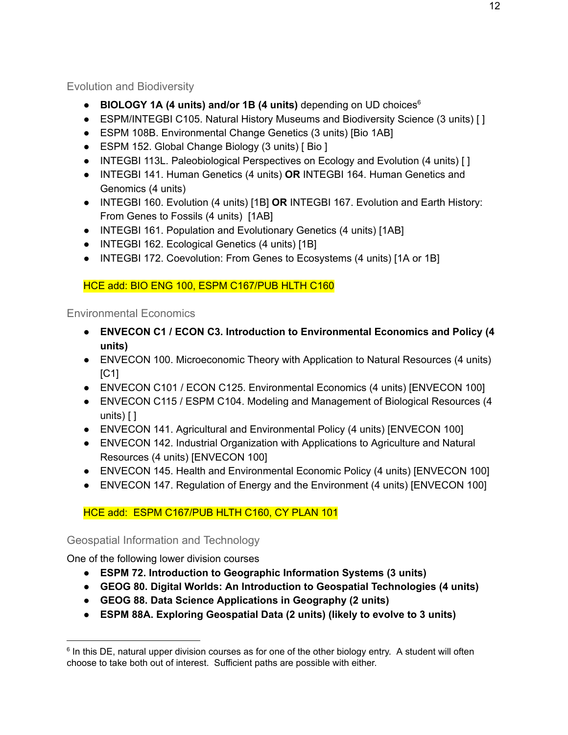### Evolution and Biodiversity

- **BIOLOGY 1A (4 units) and/or 1B (4 units)** depending on UD choices[6]
- ESPM/INTEGBI C105. Natural History Museums and Biodiversity Science (3 units) [ ]
- ESPM 108B. Environmental Change Genetics (3 units) [Bio 1AB]
- ESPM 152. Global Change Biology (3 units) [ Bio ]
- INTEGBI 113L. Paleobiological Perspectives on Ecology and Evolution (4 units) [ ]
- INTEGBI 141. Human Genetics (4 units) **OR** INTEGBI 164. Human Genetics and Genomics (4 units)
- INTEGBI 160. Evolution (4 units) [1B] **OR** INTEGBI 167. Evolution and Earth History: From Genes to Fossils (4 units) [1AB]
- INTEGBI 161. Population and Evolutionary Genetics (4 units) [1AB]
- INTEGBI 162. Ecological Genetics (4 units) [1B]
- INTEGBI 172. Coevolution: From Genes to Ecosystems (4 units) [1A or 1B]

HCE add: BIO ENG 100, ESPM C167/PUB HLTH C160

### Environmental Economics

- **ENVECON C1 / ECON C3. Introduction to Environmental Economics and Policy (4 units)**
- ENVECON 100. Microeconomic Theory with Application to Natural Resources (4 units) [C1]
- ENVECON C101 / ECON C125. Environmental Economics (4 units) [ENVECON 100]
- ENVECON C115 / ESPM C104. Modeling and Management of Biological Resources (4 units) [ ]
- ENVECON 141. Agricultural and Environmental Policy (4 units) [ENVECON 100]
- ENVECON 142. Industrial Organization with Applications to Agriculture and Natural Resources (4 units) [ENVECON 100]
- ENVECON 145. Health and Environmental Economic Policy (4 units) [ENVECON 100]
- ENVECON 147. Regulation of Energy and the Environment (4 units) [ENVECON 100]

HCE add: ESPM C167/PUB HLTH C160, CY PLAN 101

### Geospatial Information and Technology

One of the following lower division courses

- **ESPM 72. Introduction to Geographic Information Systems (3 units)**
- **GEOG 80. Digital Worlds: An Introduction to Geospatial Technologies (4 units)**
- **GEOG 88. Data Science Applications in Geography (2 units)**
- **ESPM 88A. Exploring Geospatial Data (2 units) (likely to evolve to 3 units)**

---

[6] In this DE, natural upper division courses as for one of the other biology entry. A student will often choose to take both out of interest. Sufficient paths are possible with either.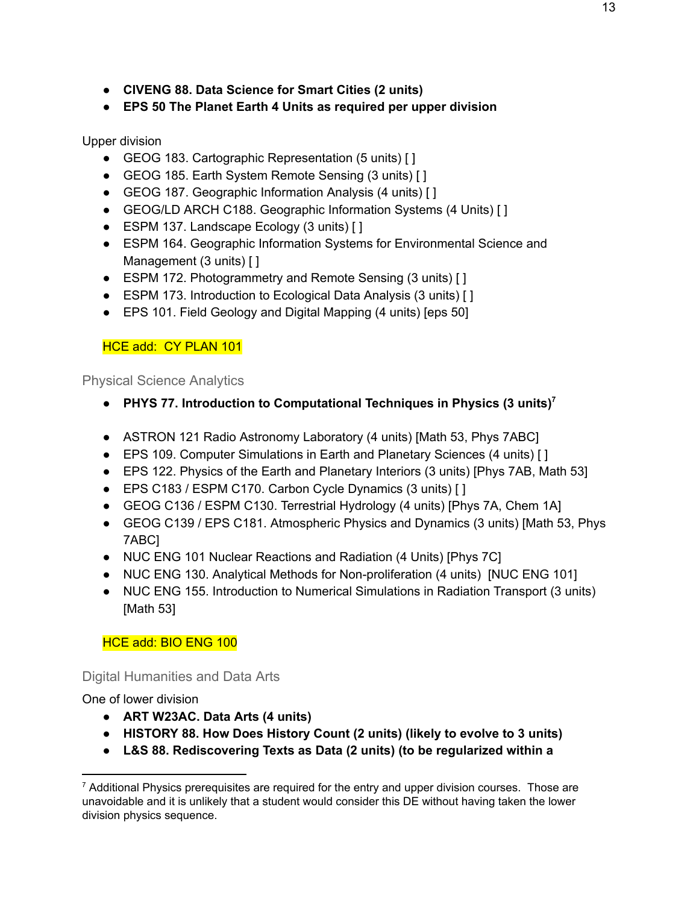- **CIVENG 88. Data Science for Smart Cities (2 units)**
- **EPS 50 The Planet Earth 4 Units as required per upper division**

Upper division

- GEOG 183. Cartographic Representation (5 units) [ ]
- GEOG 185. Earth System Remote Sensing (3 units) [ ]
- GEOG 187. Geographic Information Analysis (4 units) [ ]
- GEOG/LD ARCH C188. Geographic Information Systems (4 Units) [ ]
- ESPM 137. Landscape Ecology (3 units) [ ]
- ESPM 164. Geographic Information Systems for Environmental Science and Management (3 units) [ ]
- ESPM 172. Photogrammetry and Remote Sensing (3 units) [ ]
- ESPM 173. Introduction to Ecological Data Analysis (3 units) [ ]
- EPS 101. Field Geology and Digital Mapping (4 units) [eps 50]

HCE add: CY PLAN 101

### Physical Science Analytics

- **PHYS 77. Introduction to Computational Techniques in Physics (3 units)[7]**

- ASTRON 121 Radio Astronomy Laboratory (4 units) [Math 53, Phys 7ABC]
- EPS 109. Computer Simulations in Earth and Planetary Sciences (4 units) [ ]
- EPS 122. Physics of the Earth and Planetary Interiors (3 units) [Phys 7AB, Math 53]
- EPS C183 / ESPM C170. Carbon Cycle Dynamics (3 units) [ ]
- GEOG C136 / ESPM C130. Terrestrial Hydrology (4 units) [Phys 7A, Chem 1A]
- GEOG C139 / EPS C181. Atmospheric Physics and Dynamics (3 units) [Math 53, Phys 7ABC]
- NUC ENG 101 Nuclear Reactions and Radiation (4 Units) [Phys 7C]
- NUC ENG 130. Analytical Methods for Non-proliferation (4 units) [NUC ENG 101]
- NUC ENG 155. Introduction to Numerical Simulations in Radiation Transport (3 units) [Math 53]

HCE add: BIO ENG 100

### Digital Humanities and Data Arts

One of lower division

- **ART W23AC. Data Arts (4 units)**
- **HISTORY 88. How Does History Count (2 units) (likely to evolve to 3 units)**
- **L&S 88. Rediscovering Texts as Data (2 units) (to be regularized within a**

[7] Additional Physics prerequisites are required for the entry and upper division courses. Those are unavoidable and it is unlikely that a student would consider this DE without having taken the lower division physics sequence.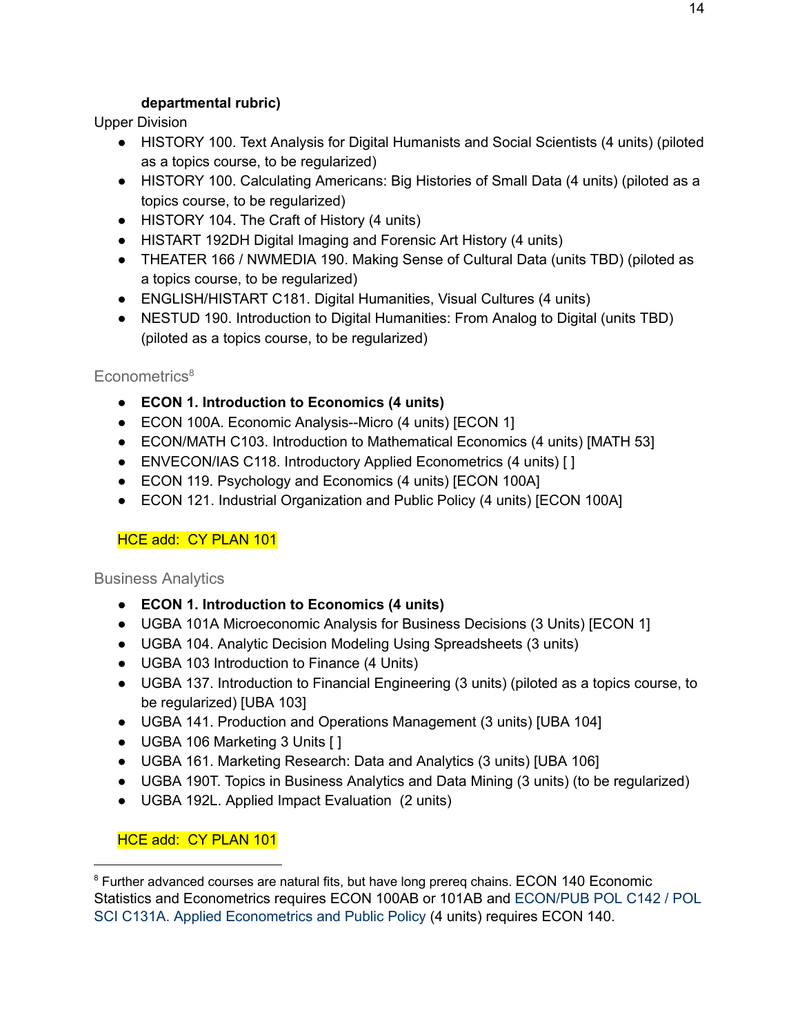**departmental rubric)**

Upper Division

- HISTORY 100. Text Analysis for Digital Humanists and Social Scientists (4 units) (piloted as a topics course, to be regularized)
- HISTORY 100. Calculating Americans: Big Histories of Small Data (4 units) (piloted as a topics course, to be regularized)
- HISTORY 104. The Craft of History (4 units)
- HISTART 192DH Digital Imaging and Forensic Art History (4 units)
- THEATER 166 / NWMEDIA 190. Making Sense of Cultural Data (units TBD) (piloted as a topics course, to be regularized)
- ENGLISH/HISTART C181. Digital Humanities, Visual Cultures (4 units)
- NESTUD 190. Introduction to Digital Humanities: From Analog to Digital (units TBD) (piloted as a topics course, to be regularized)

### Econometrics[8]

- **ECON 1. Introduction to Economics (4 units)**
- ECON 100A. Economic Analysis--Micro (4 units) [ECON 1]
- ECON/MATH C103. Introduction to Mathematical Economics (4 units) [MATH 53]
- ENVECON/IAS C118. Introductory Applied Econometrics (4 units) [ ]
- ECON 119. Psychology and Economics (4 units) [ECON 100A]
- ECON 121. Industrial Organization and Public Policy (4 units) [ECON 100A]

HCE add: CY PLAN 101

### Business Analytics

- **ECON 1. Introduction to Economics (4 units)**
- UGBA 101A Microeconomic Analysis for Business Decisions (3 Units) [ECON 1]
- UGBA 104. Analytic Decision Modeling Using Spreadsheets (3 units)
- UGBA 103 Introduction to Finance (4 Units)
- UGBA 137. Introduction to Financial Engineering (3 units) (piloted as a topics course, to be regularized) [UBA 103]
- UGBA 141. Production and Operations Management (3 units) [UBA 104]
- UGBA 106 Marketing 3 Units [ ]
- UGBA 161. Marketing Research: Data and Analytics (3 units) [UBA 106]
- UGBA 190T. Topics in Business Analytics and Data Mining (3 units) (to be regularized)
- UGBA 192L. Applied Impact Evaluation (2 units)

HCE add: CY PLAN 101

---

[8] Further advanced courses are natural fits, but have long prereq chains. ECON 140 Economic Statistics and Econometrics requires ECON 100AB or 101AB and ECON/PUB POL C142 / POL SCI C131A. Applied Econometrics and Public Policy (4 units) requires ECON 140.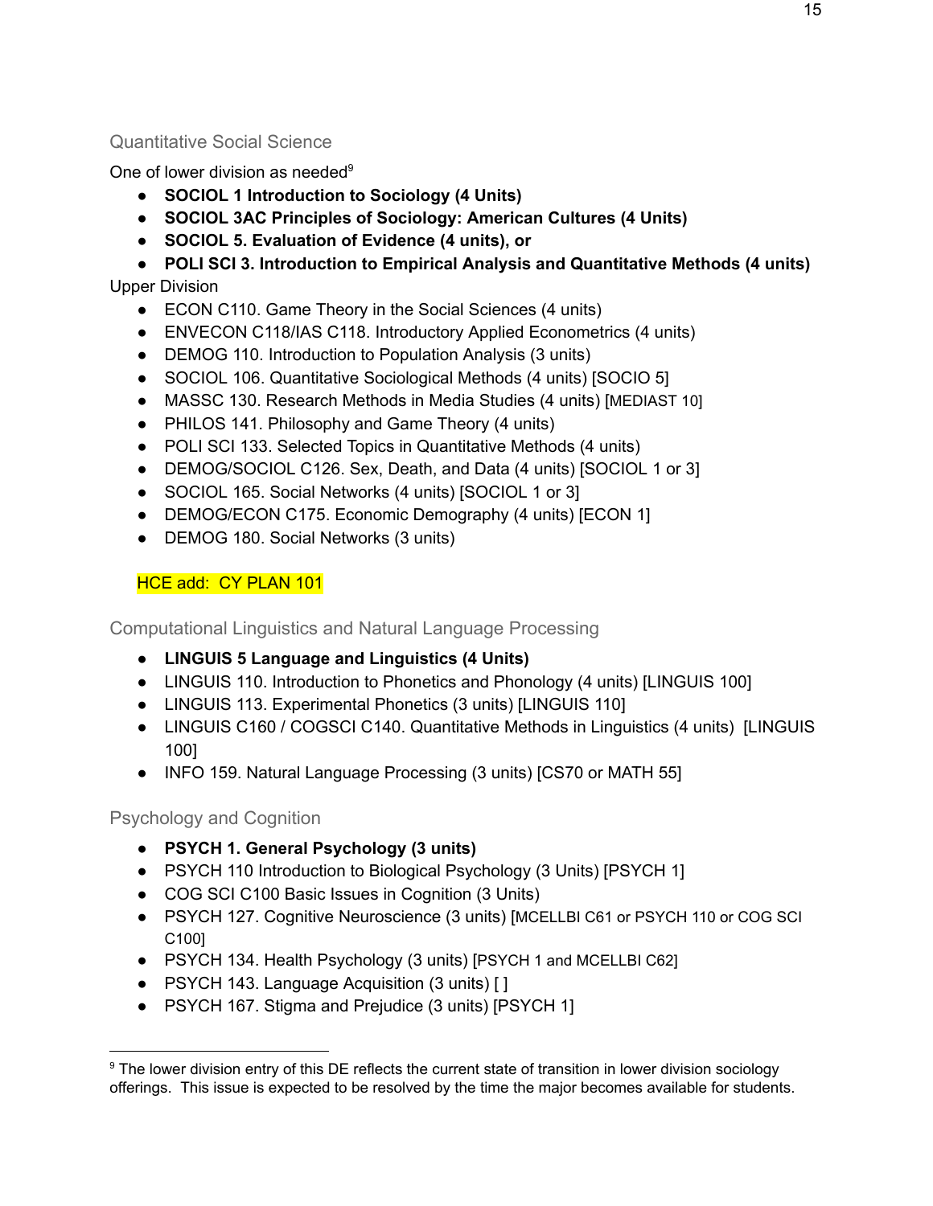### Quantitative Social Science

One of lower division as needed[9]

- **SOCIOL 1 Introduction to Sociology (4 Units)**
- **SOCIOL 3AC Principles of Sociology: American Cultures (4 Units)**
- **SOCIOL 5. Evaluation of Evidence (4 units), or**
- **POLI SCI 3. Introduction to Empirical Analysis and Quantitative Methods (4 units)**

Upper Division

- ECON C110. Game Theory in the Social Sciences (4 units)
- ENVECON C118/IAS C118. Introductory Applied Econometrics (4 units)
- DEMOG 110. Introduction to Population Analysis (3 units)
- SOCIOL 106. Quantitative Sociological Methods (4 units) [SOCIO 5]
- MASSC 130. Research Methods in Media Studies (4 units) [MEDIAST 10]
- PHILOS 141. Philosophy and Game Theory (4 units)
- POLI SCI 133. Selected Topics in Quantitative Methods (4 units)
- DEMOG/SOCIOL C126. Sex, Death, and Data (4 units) [SOCIOL 1 or 3]
- SOCIOL 165. Social Networks (4 units) [SOCIOL 1 or 3]
- DEMOG/ECON C175. Economic Demography (4 units) [ECON 1]
- DEMOG 180. Social Networks (3 units)

HCE add: CY PLAN 101

### Computational Linguistics and Natural Language Processing

- **LINGUIS 5 Language and Linguistics (4 Units)**
- LINGUIS 110. Introduction to Phonetics and Phonology (4 units) [LINGUIS 100]
- LINGUIS 113. Experimental Phonetics (3 units) [LINGUIS 110]
- LINGUIS C160 / COGSCI C140. Quantitative Methods in Linguistics (4 units) [LINGUIS 100]
- INFO 159. Natural Language Processing (3 units) [CS70 or MATH 55]

### Psychology and Cognition

- **PSYCH 1. General Psychology (3 units)**
- PSYCH 110 Introduction to Biological Psychology (3 Units) [PSYCH 1]
- COG SCI C100 Basic Issues in Cognition (3 Units)
- PSYCH 127. Cognitive Neuroscience (3 units) [MCELLBI C61 or PSYCH 110 or COG SCI C100]
- PSYCH 134. Health Psychology (3 units) [PSYCH 1 and MCELLBI C62]
- PSYCH 143. Language Acquisition (3 units) [ ]
- PSYCH 167. Stigma and Prejudice (3 units) [PSYCH 1]

---

[9] The lower division entry of this DE reflects the current state of transition in lower division sociology offerings. This issue is expected to be resolved by the time the major becomes available for students.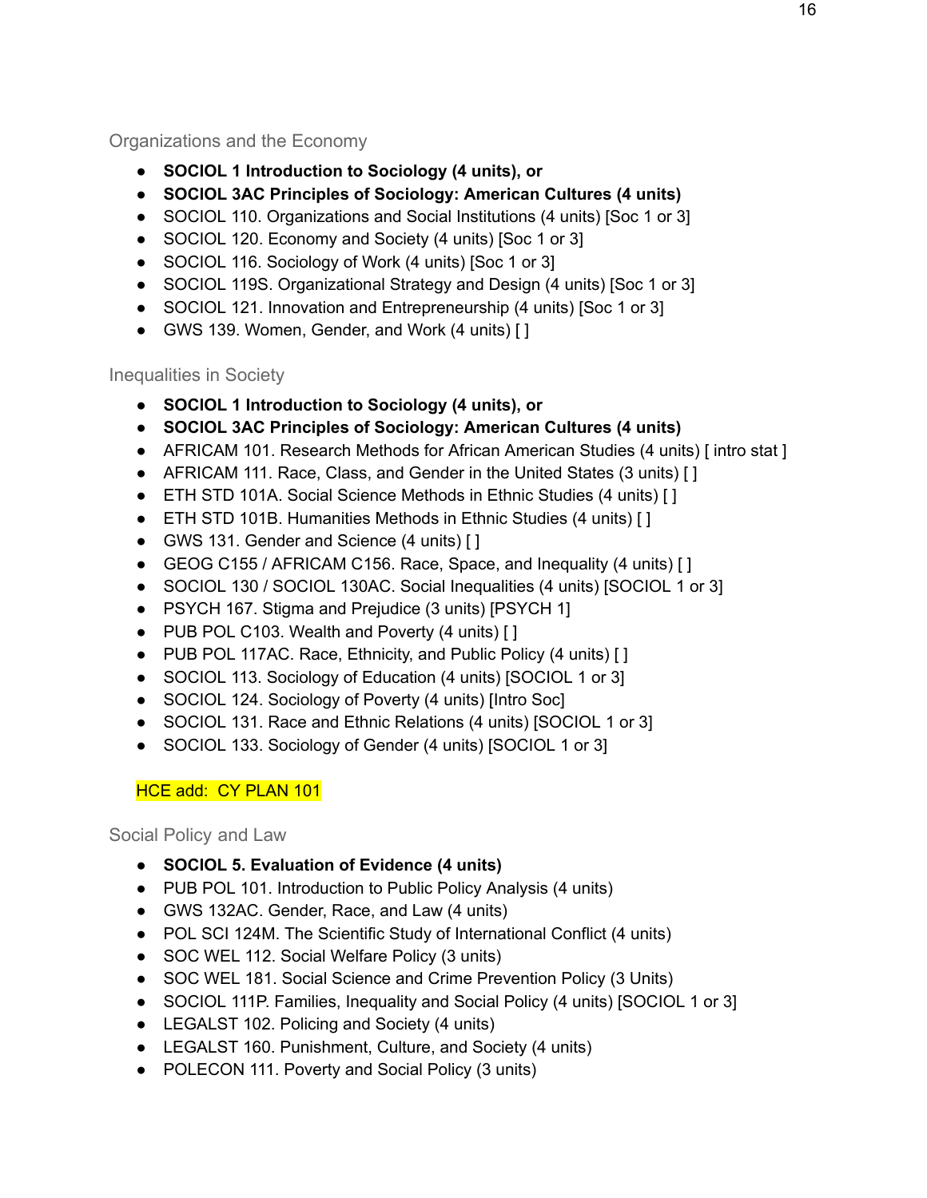### Organizations and the Economy

- **SOCIOL 1 Introduction to Sociology (4 units), or**
- **SOCIOL 3AC Principles of Sociology: American Cultures (4 units)**
- SOCIOL 110. Organizations and Social Institutions (4 units) [Soc 1 or 3]
- SOCIOL 120. Economy and Society (4 units) [Soc 1 or 3]
- SOCIOL 116. Sociology of Work (4 units) [Soc 1 or 3]
- SOCIOL 119S. Organizational Strategy and Design (4 units) [Soc 1 or 3]
- SOCIOL 121. Innovation and Entrepreneurship (4 units) [Soc 1 or 3]
- GWS 139. Women, Gender, and Work (4 units) [ ]

### Inequalities in Society

- **SOCIOL 1 Introduction to Sociology (4 units), or**
- **SOCIOL 3AC Principles of Sociology: American Cultures (4 units)**
- AFRICAM 101. Research Methods for African American Studies (4 units) [ intro stat ]
- AFRICAM 111. Race, Class, and Gender in the United States (3 units) [ ]
- ETH STD 101A. Social Science Methods in Ethnic Studies (4 units) [ ]
- ETH STD 101B. Humanities Methods in Ethnic Studies (4 units) [ ]
- GWS 131. Gender and Science (4 units) [ ]
- GEOG C155 / AFRICAM C156. Race, Space, and Inequality (4 units) [ ]
- SOCIOL 130 / SOCIOL 130AC. Social Inequalities (4 units) [SOCIOL 1 or 3]
- PSYCH 167. Stigma and Prejudice (3 units) [PSYCH 1]
- PUB POL C103. Wealth and Poverty (4 units) [ ]
- PUB POL 117AC. Race, Ethnicity, and Public Policy (4 units) [ ]
- SOCIOL 113. Sociology of Education (4 units) [SOCIOL 1 or 3]
- SOCIOL 124. Sociology of Poverty (4 units) [Intro Soc]
- SOCIOL 131. Race and Ethnic Relations (4 units) [SOCIOL 1 or 3]
- SOCIOL 133. Sociology of Gender (4 units) [SOCIOL 1 or 3]

HCE add: CY PLAN 101

### Social Policy and Law

- **SOCIOL 5. Evaluation of Evidence (4 units)**
- PUB POL 101. Introduction to Public Policy Analysis (4 units)
- GWS 132AC. Gender, Race, and Law (4 units)
- POL SCI 124M. The Scientific Study of International Conflict (4 units)
- SOC WEL 112. Social Welfare Policy (3 units)
- SOC WEL 181. Social Science and Crime Prevention Policy (3 Units)
- SOCIOL 111P. Families, Inequality and Social Policy (4 units) [SOCIOL 1 or 3]
- LEGALST 102. Policing and Society (4 units)
- LEGALST 160. Punishment, Culture, and Society (4 units)
- POLECON 111. Poverty and Social Policy (3 units)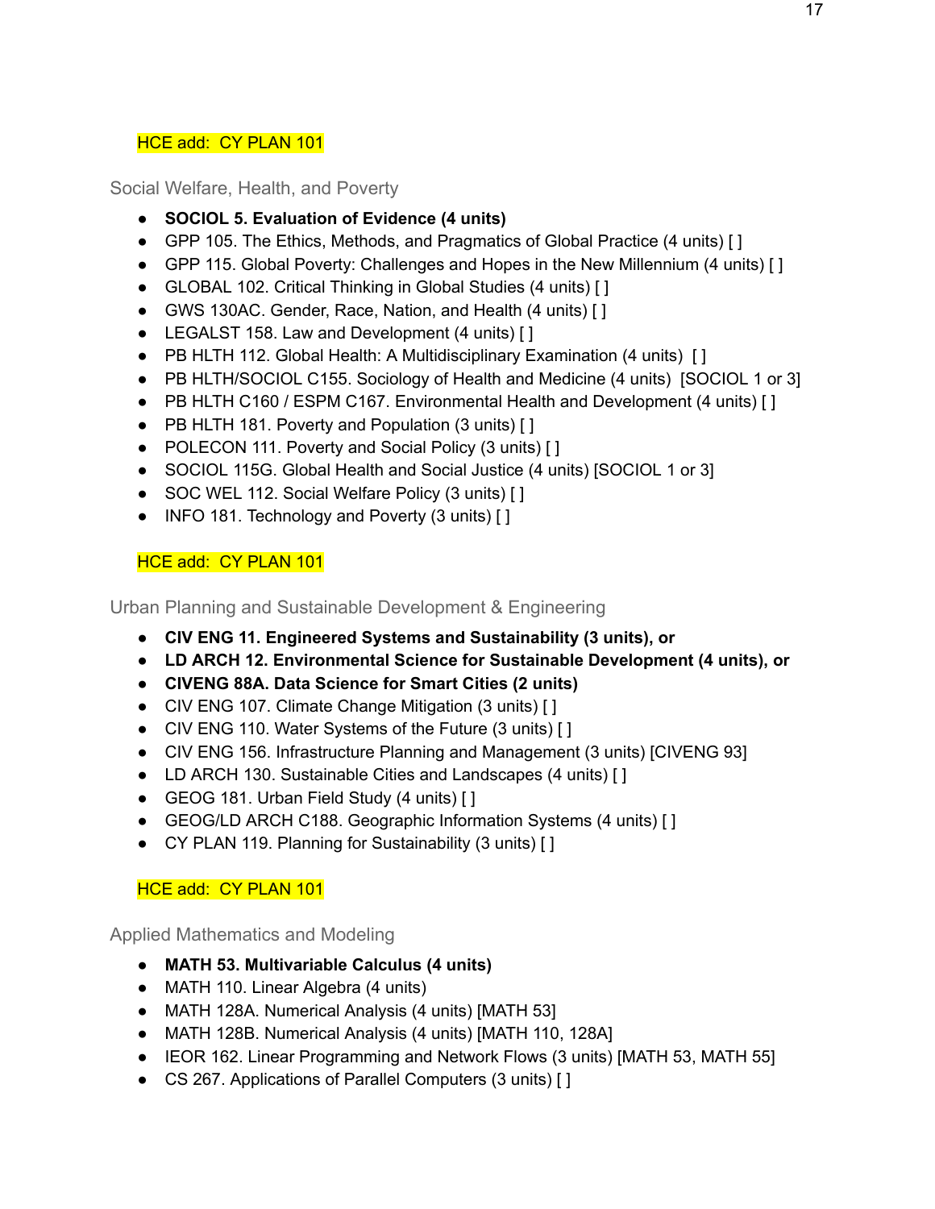HCE add:  CY PLAN 101

### Social Welfare, Health, and Poverty

- **SOCIOL 5. Evaluation of Evidence (4 units)**
- GPP 105. The Ethics, Methods, and Pragmatics of Global Practice (4 units) [ ]
- GPP 115. Global Poverty: Challenges and Hopes in the New Millennium (4 units) [ ]
- GLOBAL 102. Critical Thinking in Global Studies (4 units) [ ]
- GWS 130AC. Gender, Race, Nation, and Health (4 units) [ ]
- LEGALST 158. Law and Development (4 units) [ ]
- PB HLTH 112. Global Health: A Multidisciplinary Examination (4 units)  [ ]
- PB HLTH/SOCIOL C155. Sociology of Health and Medicine (4 units)  [SOCIOL 1 or 3]
- PB HLTH C160 / ESPM C167. Environmental Health and Development (4 units) [ ]
- PB HLTH 181. Poverty and Population (3 units) [ ]
- POLECON 111. Poverty and Social Policy (3 units) [ ]
- SOCIOL 115G. Global Health and Social Justice (4 units) [SOCIOL 1 or 3]
- SOC WEL 112. Social Welfare Policy (3 units) [ ]
- INFO 181. Technology and Poverty (3 units) [ ]

HCE add:  CY PLAN 101

### Urban Planning and Sustainable Development & Engineering

- **CIV ENG 11. Engineered Systems and Sustainability (3 units), or**
- **LD ARCH 12. Environmental Science for Sustainable Development (4 units), or**
- **CIVENG 88A. Data Science for Smart Cities (2 units)**
- CIV ENG 107. Climate Change Mitigation (3 units) [ ]
- CIV ENG 110. Water Systems of the Future (3 units) [ ]
- CIV ENG 156. Infrastructure Planning and Management (3 units) [CIVENG 93]
- LD ARCH 130. Sustainable Cities and Landscapes (4 units) [ ]
- GEOG 181. Urban Field Study (4 units) [ ]
- GEOG/LD ARCH C188. Geographic Information Systems (4 units) [ ]
- CY PLAN 119. Planning for Sustainability (3 units) [ ]

HCE add:  CY PLAN 101

### Applied Mathematics and Modeling

- **MATH 53. Multivariable Calculus (4 units)**
- MATH 110. Linear Algebra (4 units)
- MATH 128A. Numerical Analysis (4 units) [MATH 53]
- MATH 128B. Numerical Analysis (4 units) [MATH 110, 128A]
- IEOR 162. Linear Programming and Network Flows (3 units) [MATH 53, MATH 55]
- CS 267. Applications of Parallel Computers (3 units) [ ]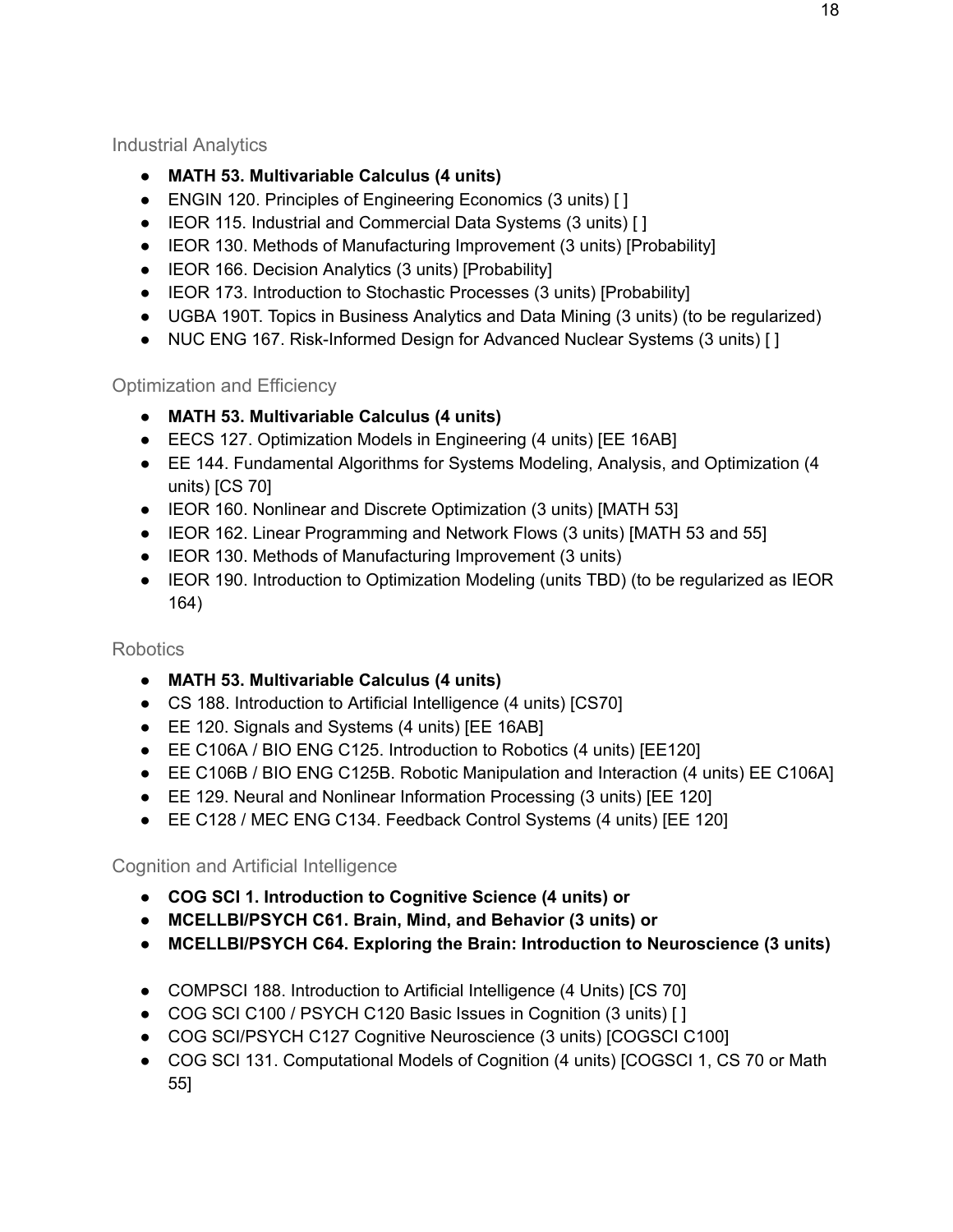### Industrial Analytics

- **MATH 53. Multivariable Calculus (4 units)**
- ENGIN 120. Principles of Engineering Economics (3 units) [ ]
- IEOR 115. Industrial and Commercial Data Systems (3 units) [ ]
- IEOR 130. Methods of Manufacturing Improvement (3 units) [Probability]
- IEOR 166. Decision Analytics (3 units) [Probability]
- IEOR 173. Introduction to Stochastic Processes (3 units) [Probability]
- UGBA 190T. Topics in Business Analytics and Data Mining (3 units) (to be regularized)
- NUC ENG 167. Risk-Informed Design for Advanced Nuclear Systems (3 units) [ ]

### Optimization and Efficiency

- **MATH 53. Multivariable Calculus (4 units)**
- EECS 127. Optimization Models in Engineering (4 units) [EE 16AB]
- EE 144. Fundamental Algorithms for Systems Modeling, Analysis, and Optimization (4 units) [CS 70]
- IEOR 160. Nonlinear and Discrete Optimization (3 units) [MATH 53]
- IEOR 162. Linear Programming and Network Flows (3 units) [MATH 53 and 55]
- IEOR 130. Methods of Manufacturing Improvement (3 units)
- IEOR 190. Introduction to Optimization Modeling (units TBD) (to be regularized as IEOR 164)

### Robotics

- **MATH 53. Multivariable Calculus (4 units)**
- CS 188. Introduction to Artificial Intelligence (4 units) [CS70]
- EE 120. Signals and Systems (4 units) [EE 16AB]
- EE C106A / BIO ENG C125. Introduction to Robotics (4 units) [EE120]
- EE C106B / BIO ENG C125B. Robotic Manipulation and Interaction (4 units) EE C106A]
- EE 129. Neural and Nonlinear Information Processing (3 units) [EE 120]
- EE C128 / MEC ENG C134. Feedback Control Systems (4 units) [EE 120]

### Cognition and Artificial Intelligence

- **COG SCI 1. Introduction to Cognitive Science (4 units) or**
- **MCELLBI/PSYCH C61. Brain, Mind, and Behavior (3 units) or**
- **MCELLBI/PSYCH C64. Exploring the Brain: Introduction to Neuroscience (3 units)**

- COMPSCI 188. Introduction to Artificial Intelligence (4 Units) [CS 70]
- COG SCI C100 / PSYCH C120 Basic Issues in Cognition (3 units) [ ]
- COG SCI/PSYCH C127 Cognitive Neuroscience (3 units) [COGSCI C100]
- COG SCI 131. Computational Models of Cognition (4 units) [COGSCI 1, CS 70 or Math 55]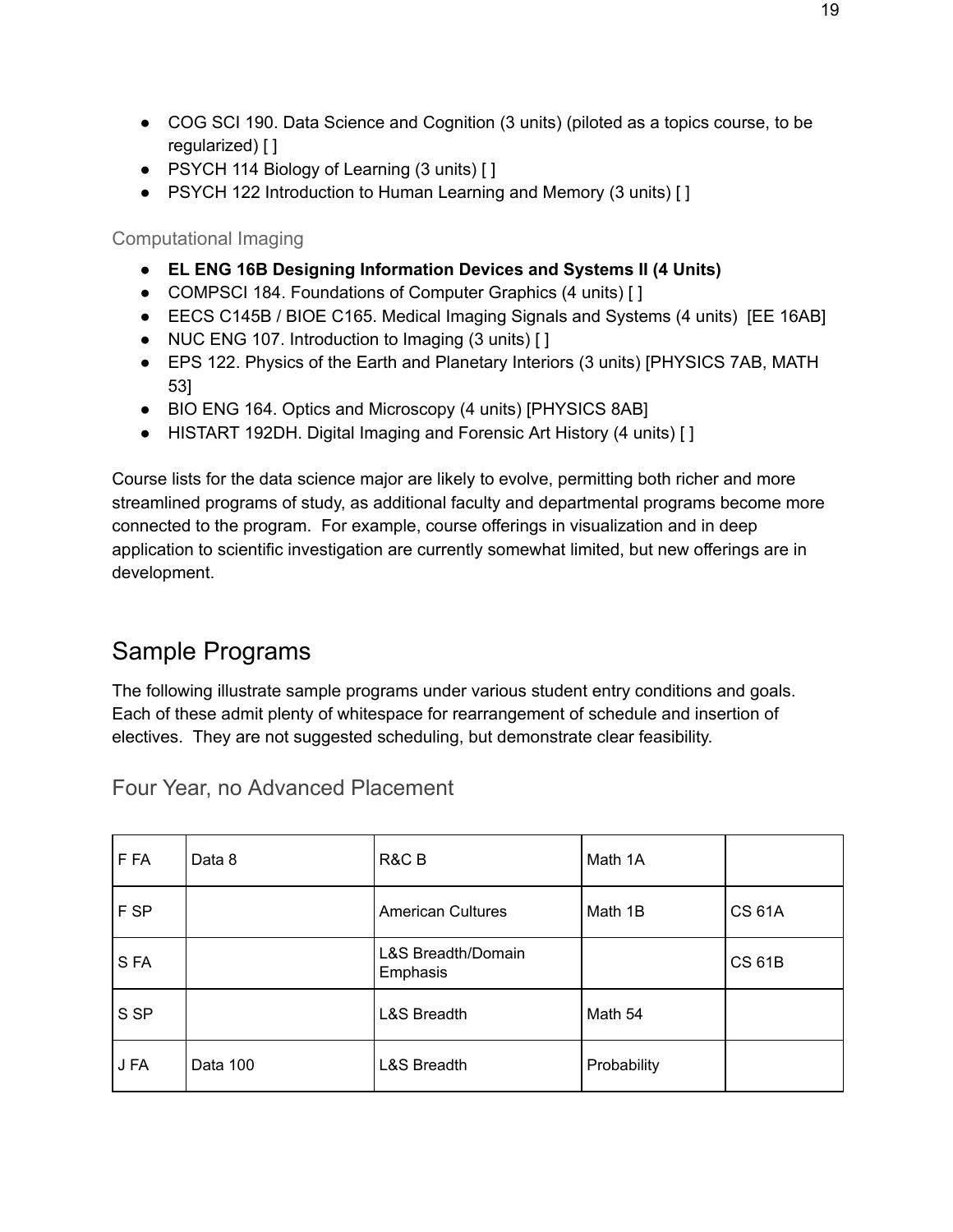- COG SCI 190. Data Science and Cognition (3 units) (piloted as a topics course, to be regularized) [ ]
- PSYCH 114 Biology of Learning (3 units) [ ]
- PSYCH 122 Introduction to Human Learning and Memory (3 units) [ ]

### Computational Imaging

- **EL ENG 16B Designing Information Devices and Systems II (4 Units)**
- COMPSCI 184. Foundations of Computer Graphics (4 units) [ ]
- EECS C145B / BIOE C165. Medical Imaging Signals and Systems (4 units) [EE 16AB]
- NUC ENG 107. Introduction to Imaging (3 units) [ ]
- EPS 122. Physics of the Earth and Planetary Interiors (3 units) [PHYSICS 7AB, MATH 53]
- BIO ENG 164. Optics and Microscopy (4 units) [PHYSICS 8AB]
- HISTART 192DH. Digital Imaging and Forensic Art History (4 units) [ ]

Course lists for the data science major are likely to evolve, permitting both richer and more streamlined programs of study, as additional faculty and departmental programs become more connected to the program. For example, course offerings in visualization and in deep application to scientific investigation are currently somewhat limited, but new offerings are in development.

## Sample Programs

The following illustrate sample programs under various student entry conditions and goals. Each of these admit plenty of whitespace for rearrangement of schedule and insertion of electives. They are not suggested scheduling, but demonstrate clear feasibility.

### Four Year, no Advanced Placement

| | | | | |
|---|---|---|---|---|
| F FA | Data 8 | R&C B | Math 1A | |
| F SP | | American Cultures | Math 1B | CS 61A |
| S FA | | L&S Breadth/Domain Emphasis | | CS 61B |
| S SP | | L&S Breadth | Math 54 | |
| J FA | Data 100 | L&S Breadth | Probability | |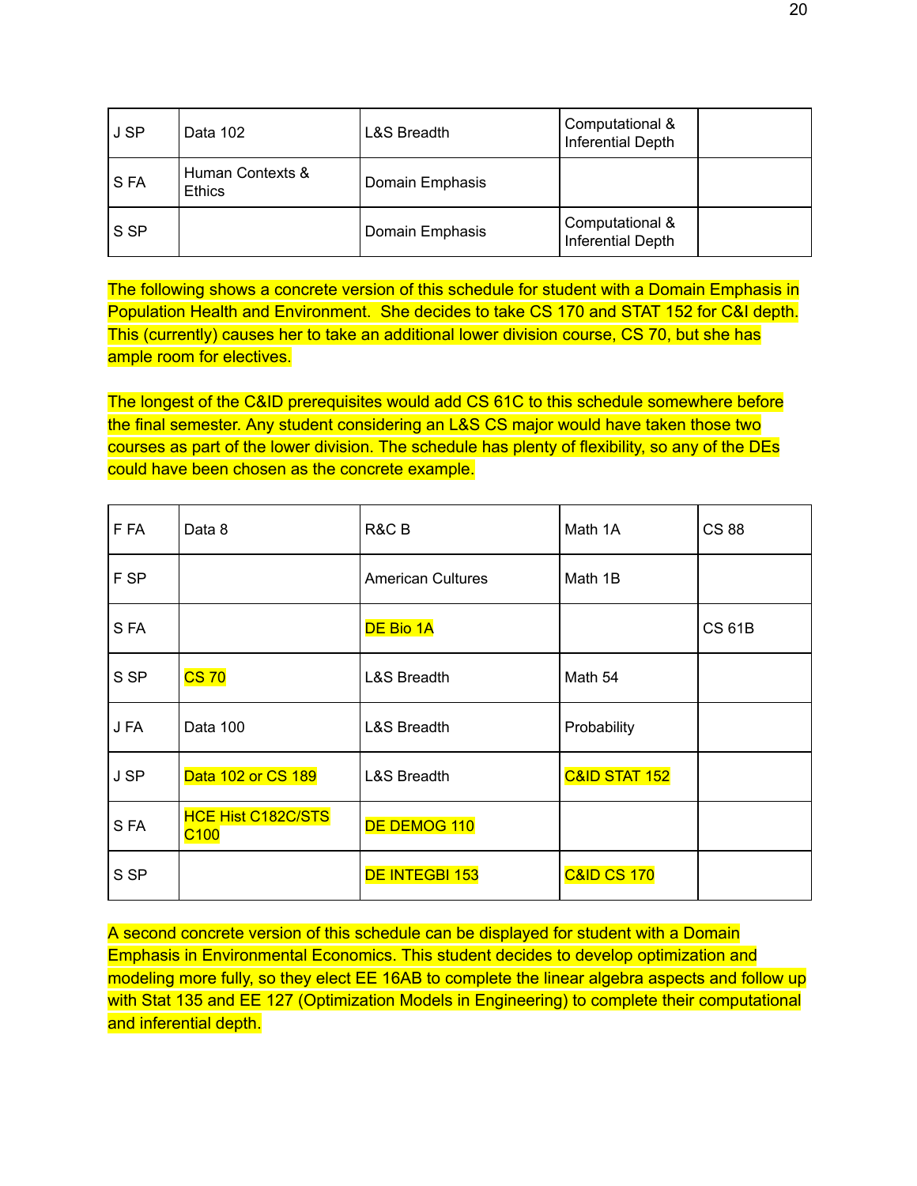| J SP | Data 102 | L&S Breadth | Computational & Inferential Depth | |
|---|---|---|---|---|
| S FA | Human Contexts & Ethics | Domain Emphasis | | |
| S SP | | Domain Emphasis | Computational & Inferential Depth | |

The following shows a concrete version of this schedule for student with a Domain Emphasis in Population Health and Environment. She decides to take CS 170 and STAT 152 for C&I depth. This (currently) causes her to take an additional lower division course, CS 70, but she has ample room for electives.

The longest of the C&ID prerequisites would add CS 61C to this schedule somewhere before the final semester. Any student considering an L&S CS major would have taken those two courses as part of the lower division. The schedule has plenty of flexibility, so any of the DEs could have been chosen as the concrete example.

| F FA | Data 8 | R&C B | Math 1A | CS 88 |
|---|---|---|---|---|
| F SP | | American Cultures | Math 1B | |
| S FA | | DE Bio 1A | | CS 61B |
| S SP | CS 70 | L&S Breadth | Math 54 | |
| J FA | Data 100 | L&S Breadth | Probability | |
| J SP | Data 102 or CS 189 | L&S Breadth | C&ID STAT 152 | |
| S FA | HCE Hist C182C/STS C100 | DE DEMOG 110 | | |
| S SP | | DE INTEGBI 153 | C&ID CS 170 | |

A second concrete version of this schedule can be displayed for student with a Domain Emphasis in Environmental Economics. This student decides to develop optimization and modeling more fully, so they elect EE 16AB to complete the linear algebra aspects and follow up with Stat 135 and EE 127 (Optimization Models in Engineering) to complete their computational and inferential depth.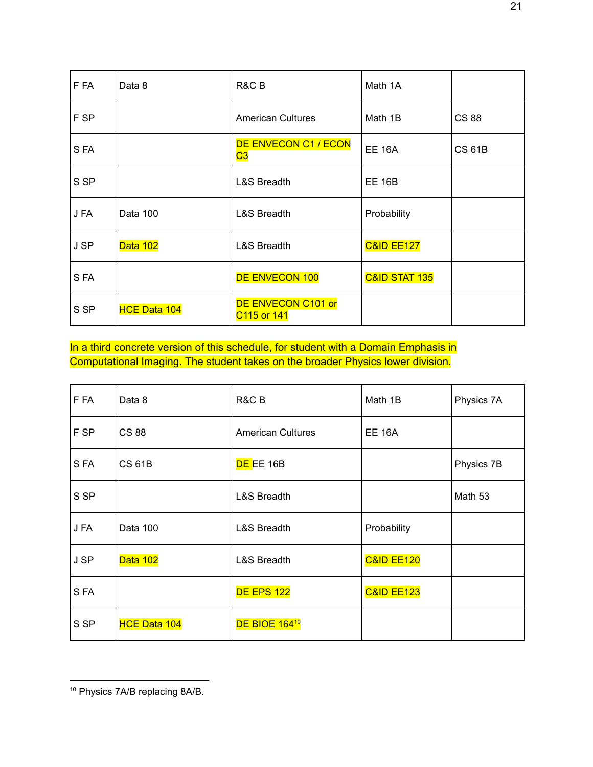| F FA | Data 8 | R&C B | Math 1A | |
|---|---|---|---|---|
| F SP | | American Cultures | Math 1B | CS 88 |
| S FA | | DE ENVECON C1 / ECON C3 | EE 16A | CS 61B |
| S SP | | L&S Breadth | EE 16B | |
| J FA | Data 100 | L&S Breadth | Probability | |
| J SP | Data 102 | L&S Breadth | C&ID EE127 | |
| S FA | | DE ENVECON 100 | C&ID STAT 135 | |
| S SP | HCE Data 104 | DE ENVECON C101 or C115 or 141 | | |

In a third concrete version of this schedule, for student with a Domain Emphasis in Computational Imaging. The student takes on the broader Physics lower division.

| F FA | Data 8 | R&C B | Math 1B | Physics 7A |
|---|---|---|---|---|
| F SP | CS 88 | American Cultures | EE 16A | |
| S FA | CS 61B | DE EE 16B | | Physics 7B |
| S SP | | L&S Breadth | | Math 53 |
| J FA | Data 100 | L&S Breadth | Probability | |
| J SP | Data 102 | L&S Breadth | C&ID EE120 | |
| S FA | | DE EPS 122 | C&ID EE123 | |
| S SP | HCE Data 104 | DE BIOE 164[10] | | |

[10] Physics 7A/B replacing 8A/B.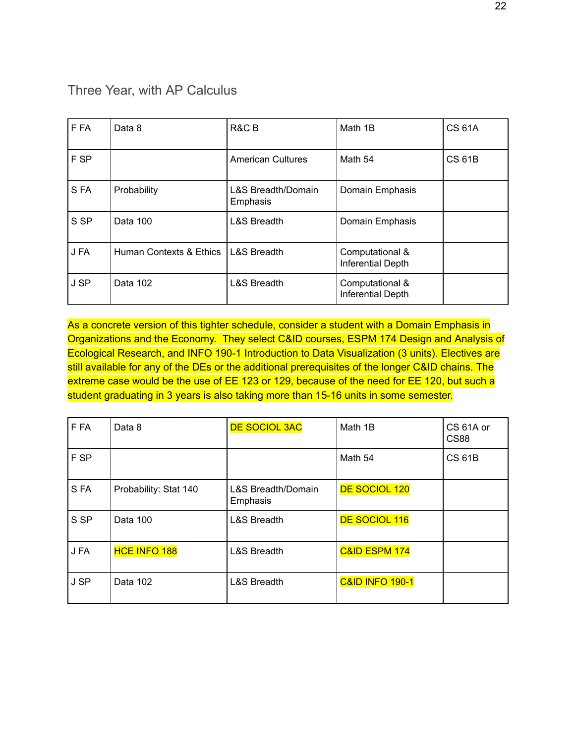## Three Year, with AP Calculus

| | | | | |
|---|---|---|---|---|
| F FA | Data 8 | R&C B | Math 1B | CS 61A |
| F SP | | American Cultures | Math 54 | CS 61B |
| S FA | Probability | L&S Breadth/Domain Emphasis | Domain Emphasis | |
| S SP | Data 100 | L&S Breadth | Domain Emphasis | |
| J FA | Human Contexts & Ethics | L&S Breadth | Computational & Inferential Depth | |
| J SP | Data 102 | L&S Breadth | Computational & Inferential Depth | |

As a concrete version of this tighter schedule, consider a student with a Domain Emphasis in Organizations and the Economy. They select C&ID courses, ESPM 174 Design and Analysis of Ecological Research, and INFO 190-1 Introduction to Data Visualization (3 units). Electives are still available for any of the DEs or the additional prerequisites of the longer C&ID chains. The extreme case would be the use of EE 123 or 129, because of the need for EE 120, but such a student graduating in 3 years is also taking more than 15-16 units in some semester.

| | | | | |
|---|---|---|---|---|
| F FA | Data 8 | DE SOCIOL 3AC | Math 1B | CS 61A or CS88 |
| F SP | | | Math 54 | CS 61B |
| S FA | Probability: Stat 140 | L&S Breadth/Domain Emphasis | DE SOCIOL 120 | |
| S SP | Data 100 | L&S Breadth | DE SOCIOL 116 | |
| J FA | HCE INFO 188 | L&S Breadth | C&ID ESPM 174 | |
| J SP | Data 102 | L&S Breadth | C&ID INFO 190-1 | |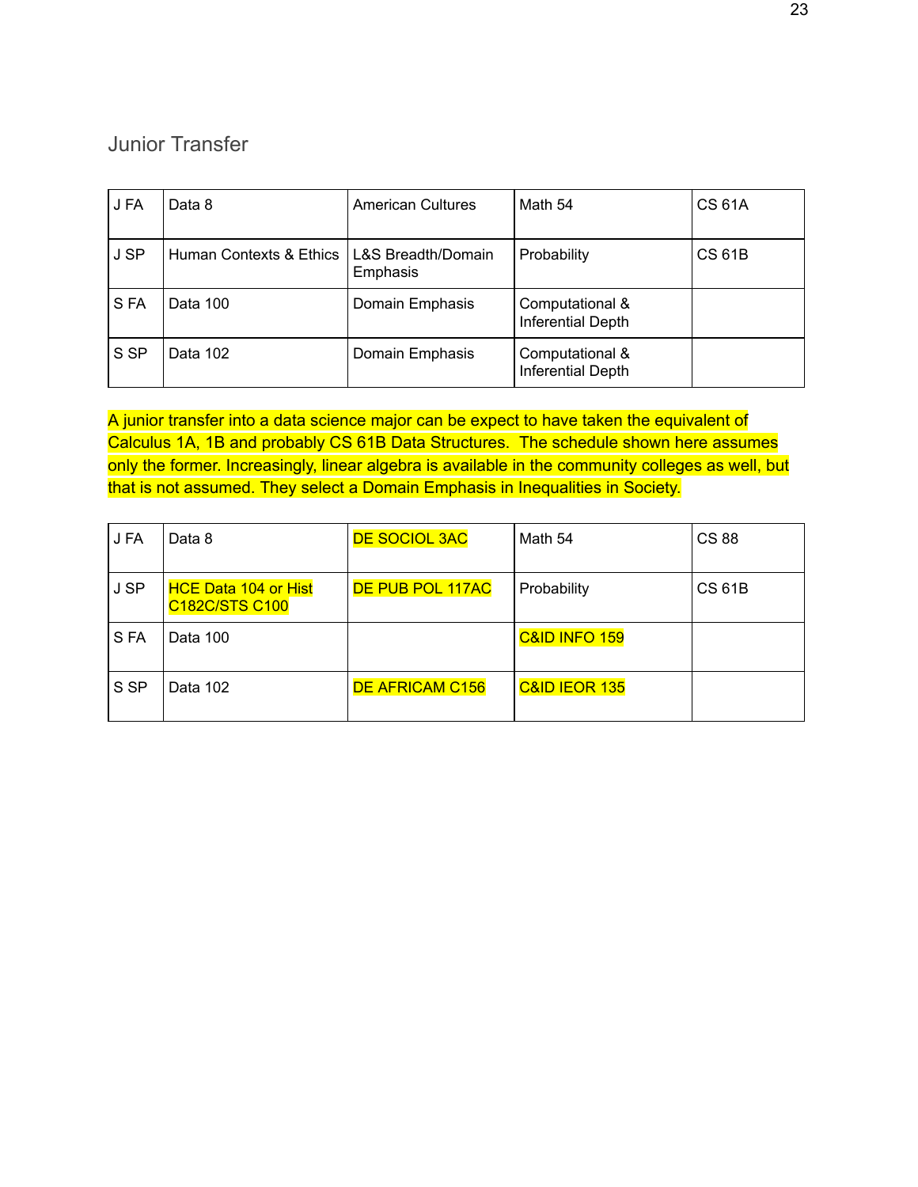## Junior Transfer

| J FA | Data 8 | American Cultures | Math 54 | CS 61A |
|---|---|---|---|---|
| J SP | Human Contexts & Ethics | L&S Breadth/Domain Emphasis | Probability | CS 61B |
| S FA | Data 100 | Domain Emphasis | Computational & Inferential Depth | |
| S SP | Data 102 | Domain Emphasis | Computational & Inferential Depth | |

A junior transfer into a data science major can be expect to have taken the equivalent of Calculus 1A, 1B and probably CS 61B Data Structures. The schedule shown here assumes only the former. Increasingly, linear algebra is available in the community colleges as well, but that is not assumed. They select a Domain Emphasis in Inequalities in Society.

| J FA | Data 8 | DE SOCIOL 3AC | Math 54 | CS 88 |
|---|---|---|---|---|
| J SP | HCE Data 104 or Hist C182C/STS C100 | DE PUB POL 117AC | Probability | CS 61B |
| S FA | Data 100 | | C&ID INFO 159 | |
| S SP | Data 102 | DE AFRICAM C156 | C&ID IEOR 135 | |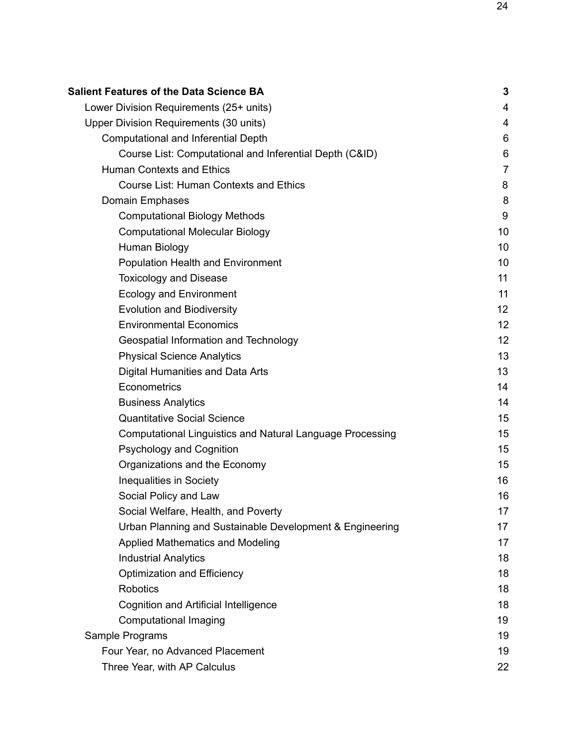**Salient Features of the Data Science BA** — 3

- Lower Division Requirements (25+ units) — 4
- Upper Division Requirements (30 units) — 4
  - Computational and Inferential Depth — 6
    - Course List: Computational and Inferential Depth (C&ID) — 6
  - Human Contexts and Ethics — 7
    - Course List: Human Contexts and Ethics — 8
  - Domain Emphases — 8
    - Computational Biology Methods — 9
    - Computational Molecular Biology — 10
    - Human Biology — 10
    - Population Health and Environment — 10
    - Toxicology and Disease — 11
    - Ecology and Environment — 11
    - Evolution and Biodiversity — 12
    - Environmental Economics — 12
    - Geospatial Information and Technology — 12
    - Physical Science Analytics — 13
    - Digital Humanities and Data Arts — 13
    - Econometrics — 14
    - Business Analytics — 14
    - Quantitative Social Science — 15
    - Computational Linguistics and Natural Language Processing — 15
    - Psychology and Cognition — 15
    - Organizations and the Economy — 15
    - Inequalities in Society — 16
    - Social Policy and Law — 16
    - Social Welfare, Health, and Poverty — 17
    - Urban Planning and Sustainable Development & Engineering — 17
    - Applied Mathematics and Modeling — 17
    - Industrial Analytics — 18
    - Optimization and Efficiency — 18
    - Robotics — 18
    - Cognition and Artificial Intelligence — 18
    - Computational Imaging — 19
- Sample Programs — 19
  - Four Year, no Advanced Placement — 19
  - Three Year, with AP Calculus — 22